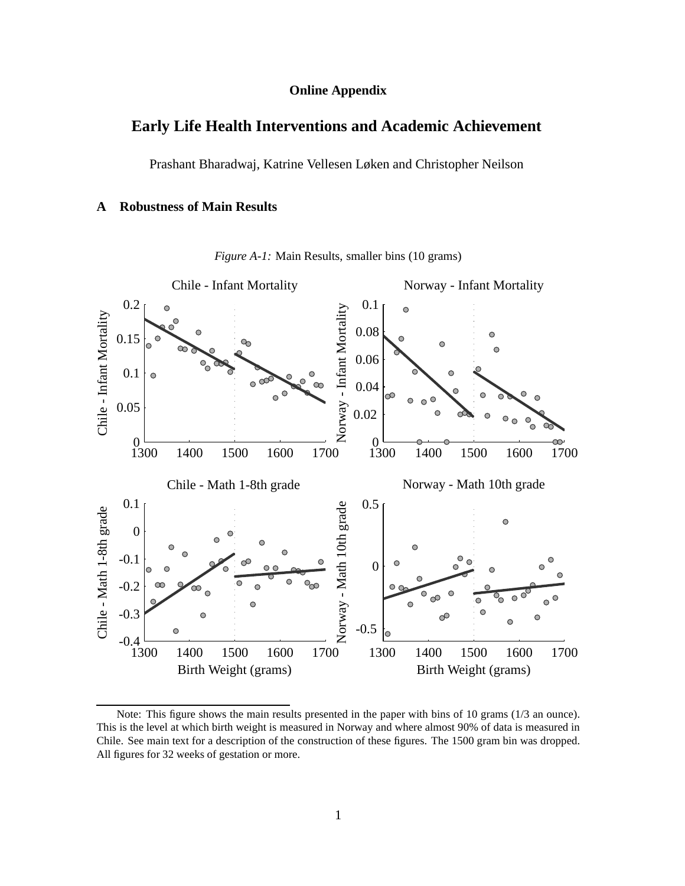**Online Appendix**

# Early Life Health Interventions and Academic Achievement

Prashant Bharadwaj, Katrine Vellesen Løken and Christopher Neilson

## A Robustness of Main Results

*Figure A-1:* Main Results, smaller bins (10 grams)

Chile - Infant Mortality

Chile - Infant Mortality

0.2
0.15
0.1
0.05
0

1300 1400 1500 1600 1700

Norway - Infant Mortality

Norway - Infant Mortality

0.1
0.08
0.06
0.04
0.02
0

1300 1400 1500 1600 1700

Chile - Math 1-8th grade

Chile - Math 1-8th grade

0.1
0
-0.1
-0.2
-0.3
-0.4

1300 1400 1500 1600 1700

Birth Weight (grams)

Norway - Math 10th grade

Norway - Math 10th grade

0.5
0
-0.5

1300 1400 1500 1600 1700

Birth Weight (grams)

Note: This figure shows the main results presented in the paper with bins of 10 grams (1/3 an ounce). This is the level at which birth weight is measured in Norway and where almost 90% of data is measured in Chile. See main text for a description of the construction of these figures. The 1500 gram bin was dropped. All figures for 32 weeks of gestation or more.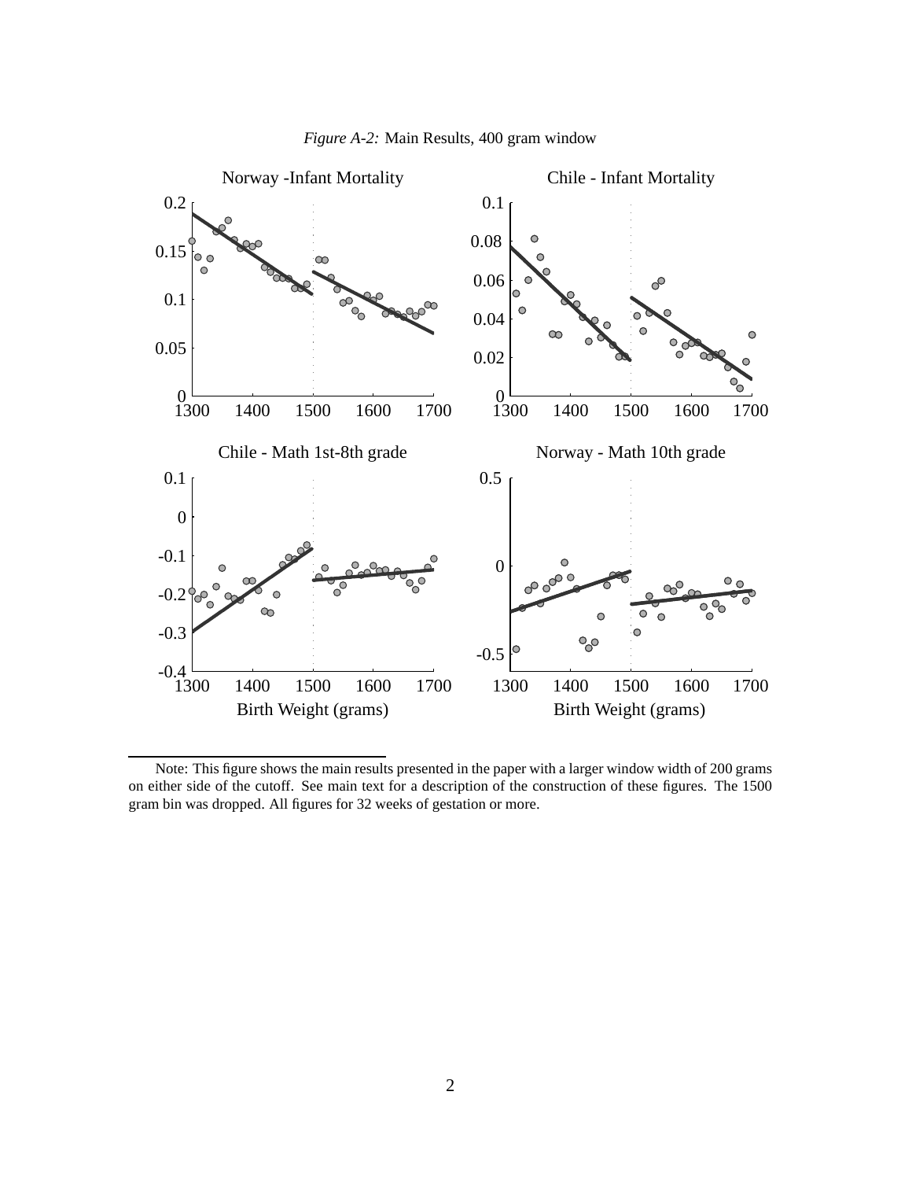*Figure A-2:* Main Results, 400 gram window

Norway -Infant Mortality

0.2
0.15
0.1
0.05
0
1300 1400 1500 1600 1700

Chile - Infant Mortality

0.1
0.08
0.06
0.04
0.02
0
1300 1400 1500 1600 1700

Chile - Math 1st-8th grade

0.1
0
-0.1
-0.2
-0.3
-0.4
1300 1400 1500 1600 1700
Birth Weight (grams)

Norway - Math 10th grade

0.5
0
-0.5
1300 1400 1500 1600 1700
Birth Weight (grams)

Note: This figure shows the main results presented in the paper with a larger window width of 200 grams on either side of the cutoff. See main text for a description of the construction of these figures. The 1500 gram bin was dropped. All figures for 32 weeks of gestation or more.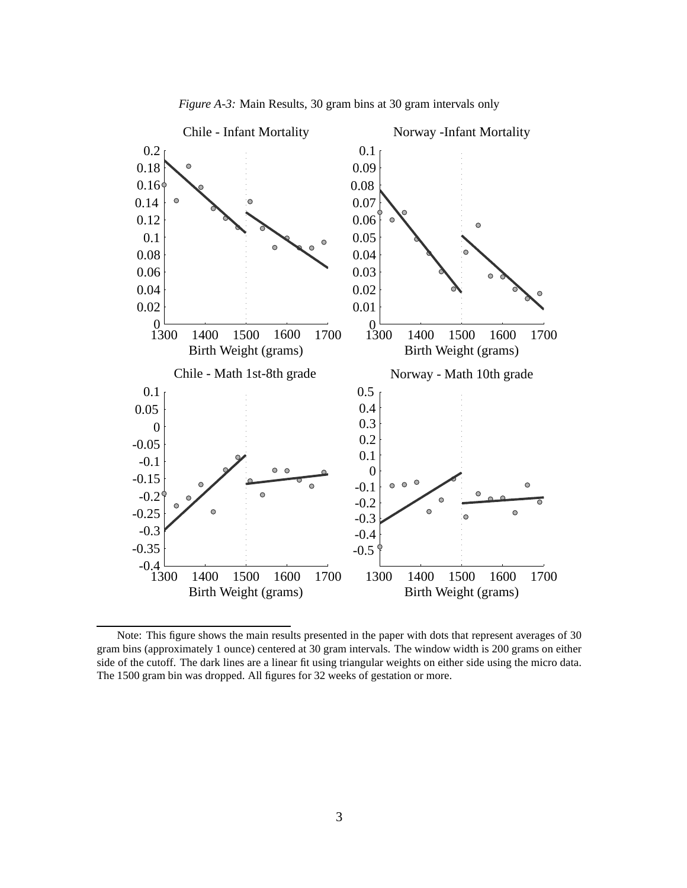*Figure A-3:* Main Results, 30 gram bins at 30 gram intervals only

Chile - Infant Mortality

0.2
0.18
0.16
0.14
0.12
0.1
0.08
0.06
0.04
0.02
0

1300 1400 1500 1600 1700

Birth Weight (grams)

Norway -Infant Mortality

0.1
0.09
0.08
0.07
0.06
0.05
0.04
0.03
0.02
0.01
0

1300 1400 1500 1600 1700

Birth Weight (grams)

Chile - Math 1st-8th grade

0.1
0.05
0
-0.05
-0.1
-0.15
-0.2
-0.25
-0.3
-0.35
-0.4

1300 1400 1500 1600 1700

Birth Weight (grams)

Norway - Math 10th grade

0.5
0.4
0.3
0.2
0.1
0
-0.1
-0.2
-0.3
-0.4
-0.5

1300 1400 1500 1600 1700

Birth Weight (grams)

Note: This figure shows the main results presented in the paper with dots that represent averages of 30 gram bins (approximately 1 ounce) centered at 30 gram intervals. The window width is 200 grams on either side of the cutoff. The dark lines are a linear fit using triangular weights on either side using the micro data. The 1500 gram bin was dropped. All figures for 32 weeks of gestation or more.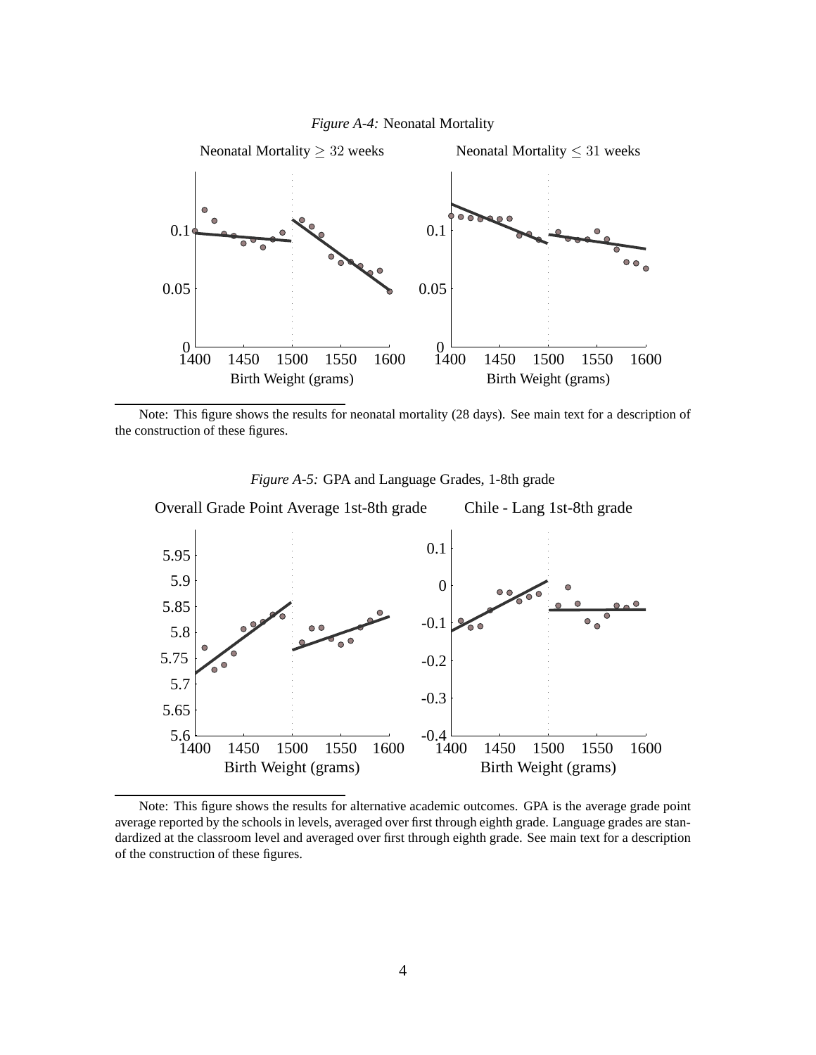*Figure A-4:* Neonatal Mortality

Note: This figure shows the results for neonatal mortality (28 days). See main text for a description of the construction of these figures.

*Figure A-5:* GPA and Language Grades, 1-8th grade

Note: This figure shows the results for alternative academic outcomes. GPA is the average grade point average reported by the schools in levels, averaged over first through eighth grade. Language grades are standardized at the classroom level and averaged over first through eighth grade. See main text for a description of the construction of these figures.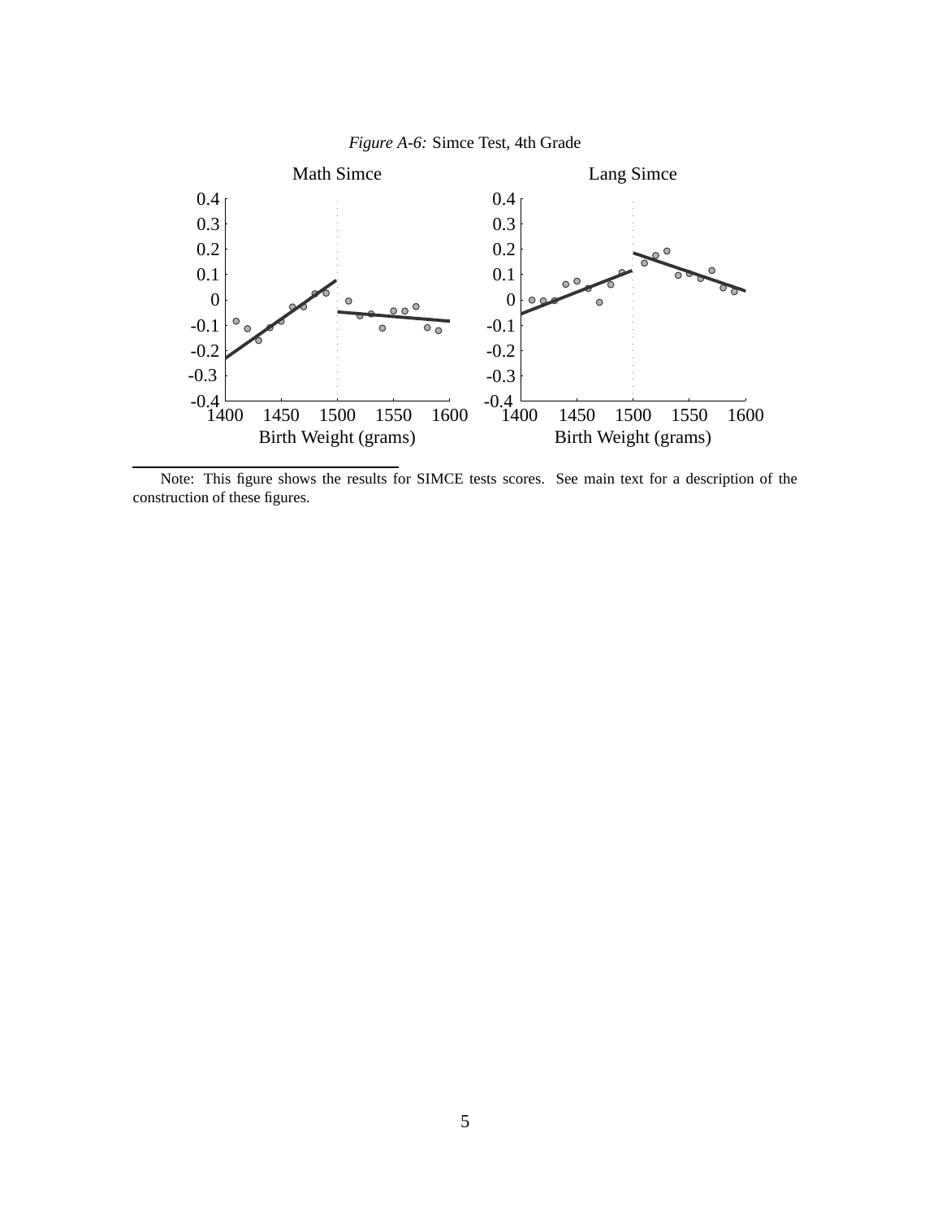*Figure A-6:* Simce Test, 4th Grade

Math Simce

0.4
0.3
0.2
0.1
0
-0.1
-0.2
-0.3
-0.4

1400 1450 1500 1550 1600

Birth Weight (grams)

Lang Simce

0.4
0.3
0.2
0.1
0
-0.1
-0.2
-0.3
-0.4

1400 1450 1500 1550 1600

Birth Weight (grams)

Note: This figure shows the results for SIMCE tests scores. See main text for a description of the construction of these figures.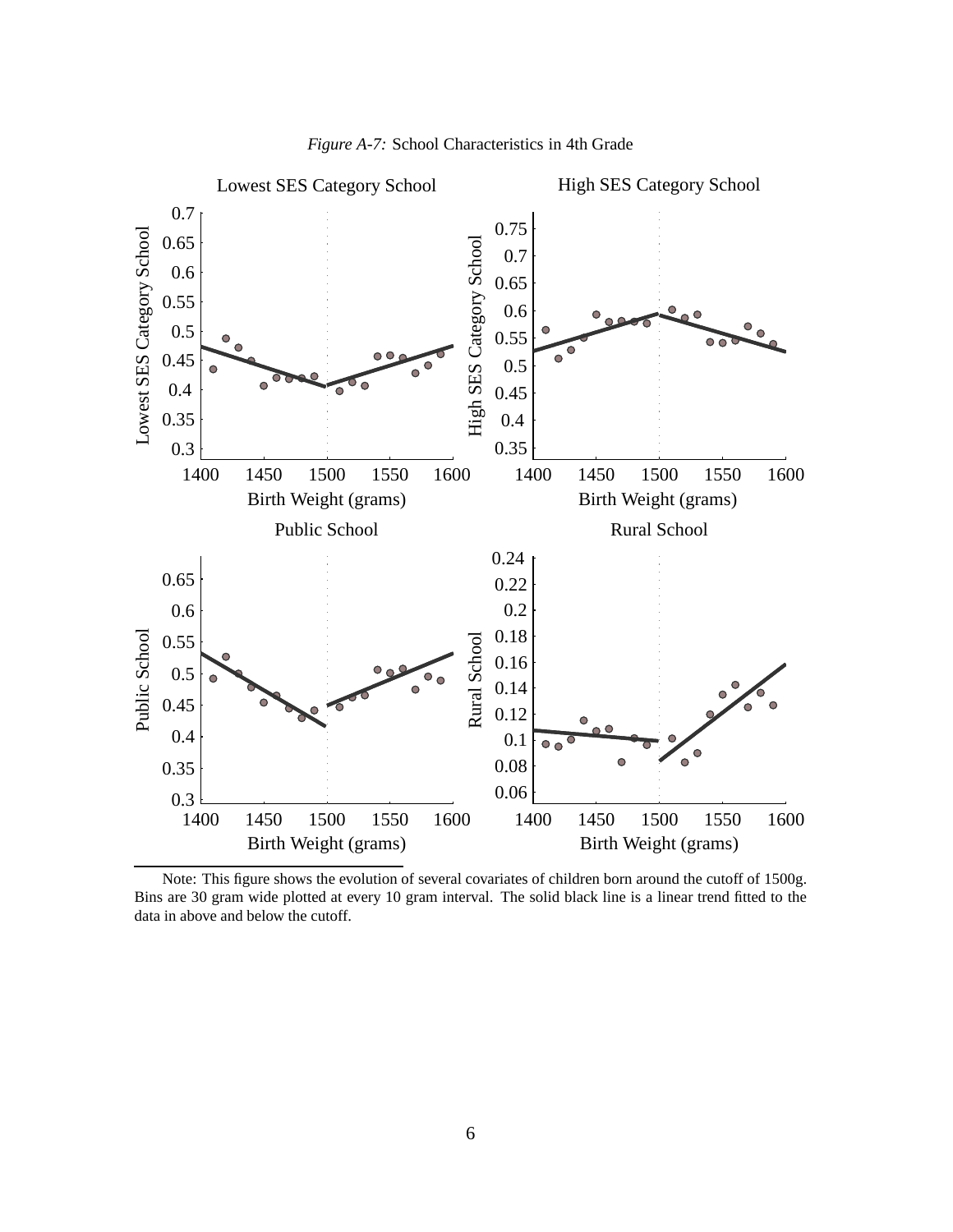*Figure A-7:* School Characteristics in 4th Grade

Lowest SES Category School

0.7
0.65
0.6
0.55
0.5
0.45
0.4
0.35
0.3

Lowest SES Category School

1400 1450 1500 1550 1600

Birth Weight (grams)

High SES Category School

0.75
0.7
0.65
0.6
0.55
0.5
0.45
0.4
0.35

High SES Category School

1400 1450 1500 1550 1600

Birth Weight (grams)

Public School

0.65
0.6
0.55
0.5
0.45
0.4
0.35
0.3

Public School

1400 1450 1500 1550 1600

Birth Weight (grams)

Rural School

0.24
0.22
0.2
0.18
0.16
0.14
0.12
0.1
0.08
0.06

Rural School

1400 1450 1500 1550 1600

Birth Weight (grams)

Note: This figure shows the evolution of several covariates of children born around the cutoff of 1500g. Bins are 30 gram wide plotted at every 10 gram interval. The solid black line is a linear trend fitted to the data in above and below the cutoff.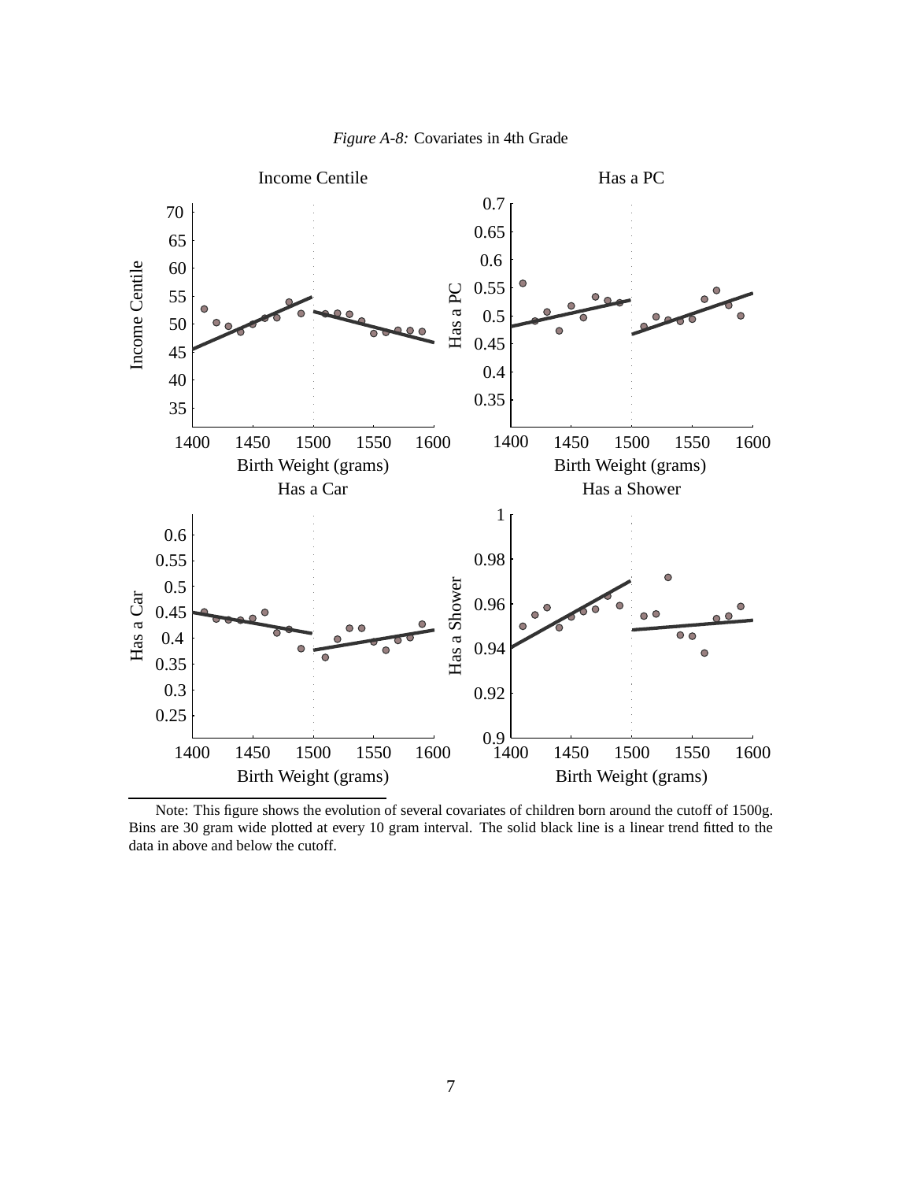*Figure A-8:* Covariates in 4th Grade

Income Centile

70
65
60
55
50
45
40
35

Income Centile

1400 1450 1500 1550 1600

Birth Weight (grams)

Has a PC

0.7
0.65
0.6
0.55
0.5
0.45
0.4
0.35

Has a PC

1400 1450 1500 1550 1600

Birth Weight (grams)

Has a Car

0.6
0.55
0.5
0.45
0.4
0.35
0.3
0.25

Has a Car

1400 1450 1500 1550 1600

Birth Weight (grams)

Has a Shower

1
0.98
0.96
0.94
0.92
0.9

Has a Shower

1400 1450 1500 1550 1600

Birth Weight (grams)

Note: This figure shows the evolution of several covariates of children born around the cutoff of 1500g. Bins are 30 gram wide plotted at every 10 gram interval. The solid black line is a linear trend fitted to the data in above and below the cutoff.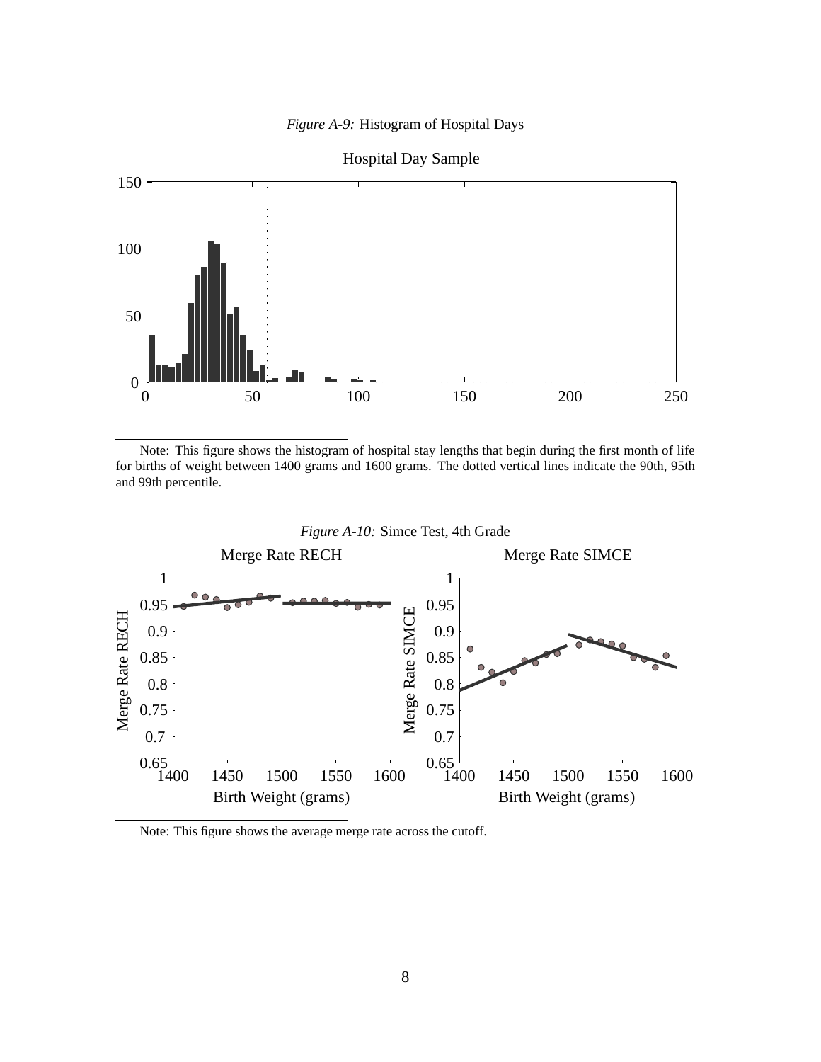*Figure A-9:* Histogram of Hospital Days

Hospital Day Sample

150

100

50

0

0 50 100 150 200 250

Note: This figure shows the histogram of hospital stay lengths that begin during the first month of life for births of weight between 1400 grams and 1600 grams. The dotted vertical lines indicate the 90th, 95th and 99th percentile.

*Figure A-10:* Simce Test, 4th Grade

Merge Rate RECH

Merge Rate RECH

1 0.95 0.9 0.85 0.8 0.75 0.7 0.65

1400 1450 1500 1550 1600

Birth Weight (grams)

Merge Rate SIMCE

Merge Rate SIMCE

1 0.95 0.9 0.85 0.8 0.75 0.7 0.65

1400 1450 1500 1550 1600

Birth Weight (grams)

Note: This figure shows the average merge rate across the cutoff.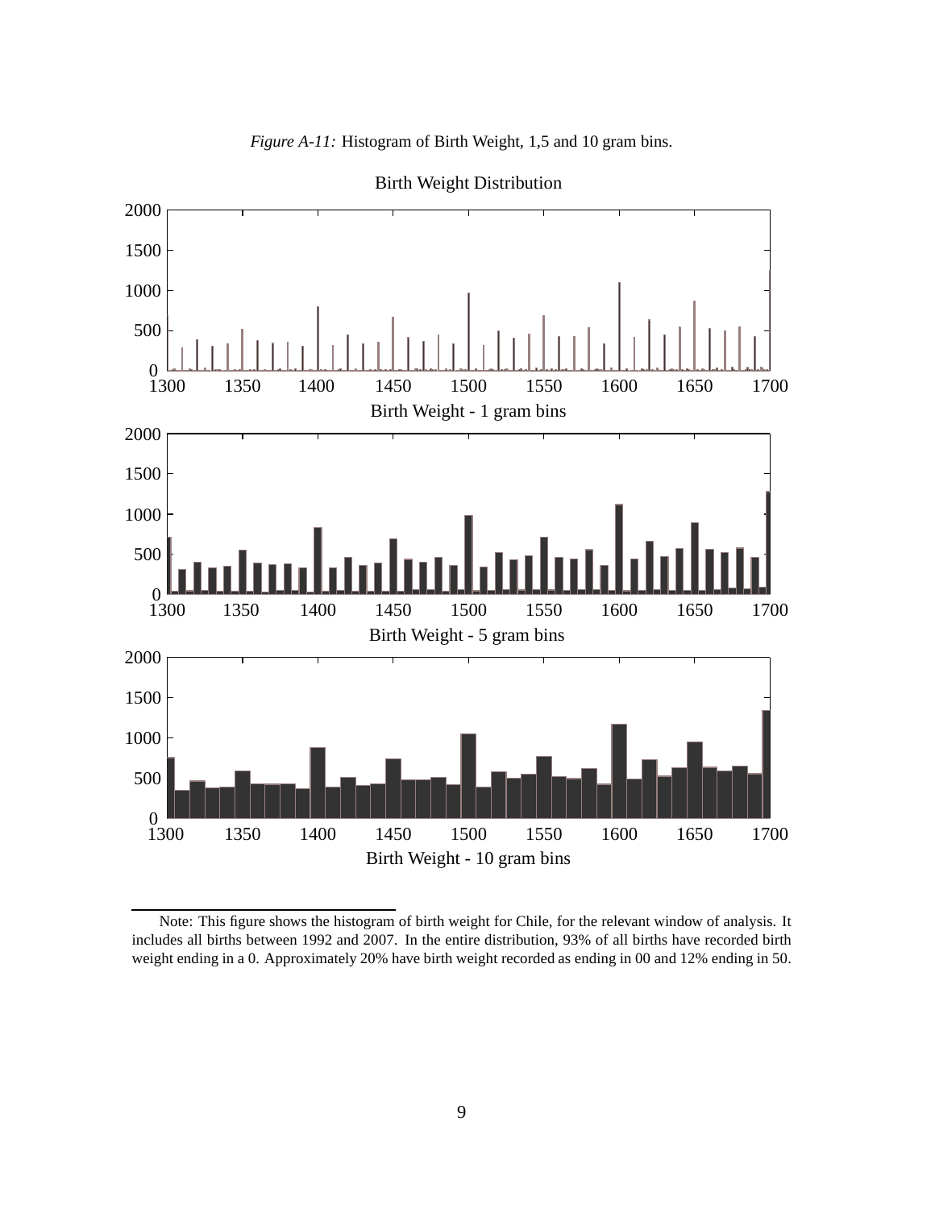*Figure A-11:* Histogram of Birth Weight, 1,5 and 10 gram bins.

Birth Weight Distribution

2000
1500
1000
500
0
1300 1350 1400 1450 1500 1550 1600 1650 1700
Birth Weight - 1 gram bins

2000
1500
1000
500
0
1300 1350 1400 1450 1500 1550 1600 1650 1700
Birth Weight - 5 gram bins

2000
1500
1000
500
0
1300 1350 1400 1450 1500 1550 1600 1650 1700
Birth Weight - 10 gram bins

Note: This figure shows the histogram of birth weight for Chile, for the relevant window of analysis. It includes all births between 1992 and 2007. In the entire distribution, 93% of all births have recorded birth weight ending in a 0. Approximately 20% have birth weight recorded as ending in 00 and 12% ending in 50.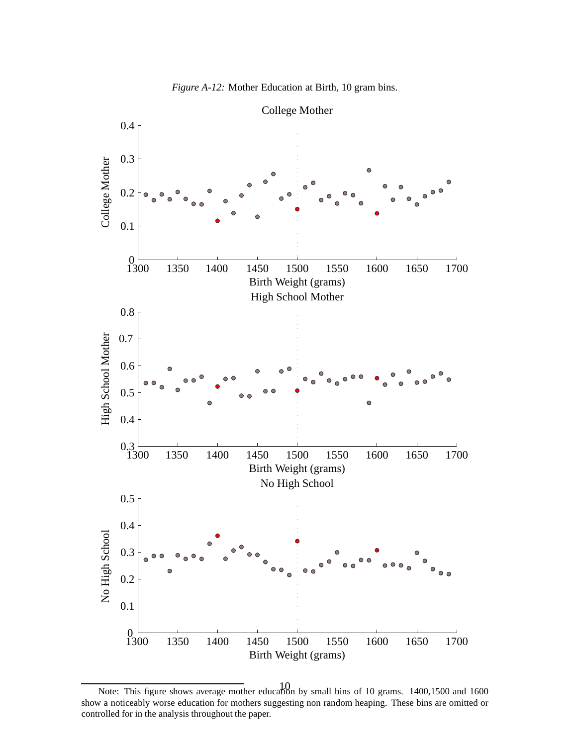*Figure A-12:* Mother Education at Birth, 10 gram bins.

College Mother

College Mother

0.4
0.3
0.2
0.1
0

1300 1350 1400 1450 1500 1550 1600 1650 1700

Birth Weight (grams)

High School Mother

High School Mother

0.8
0.7
0.6
0.5
0.4
0.3

1300 1350 1400 1450 1500 1550 1600 1650 1700

Birth Weight (grams)

No High School

No High School

0.5
0.4
0.3
0.2
0.1
0

1300 1350 1400 1450 1500 1550 1600 1650 1700

Birth Weight (grams)

Note: This figure shows average mother education by small bins of 10 grams. 1400,1500 and 1600 show a noticeably worse education for mothers suggesting non random heaping. These bins are omitted or controlled for in the analysis throughout the paper.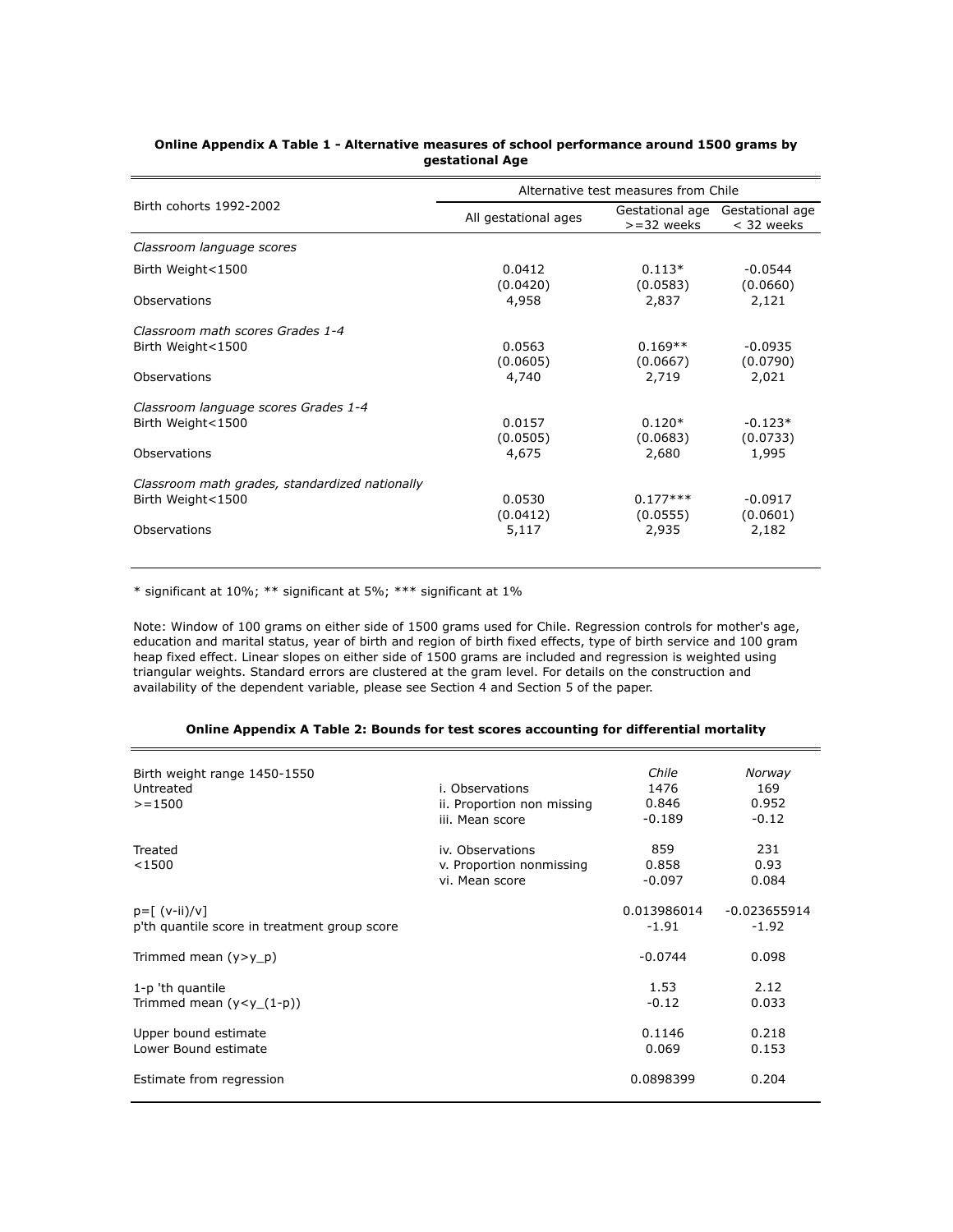**Online Appendix A Table 1 - Alternative measures of school performance around 1500 grams by gestational Age**

| Birth cohorts 1992-2002 | Alternative test measures from Chile | | |
|---|---|---|---|
| | All gestational ages | Gestational age >=32 weeks | Gestational age < 32 weeks |
| *Classroom language scores* | | | |
| Birth Weight<1500 | 0.0412 | 0.113* | -0.0544 |
| | (0.0420) | (0.0583) | (0.0660) |
| Observations | 4,958 | 2,837 | 2,121 |
| *Classroom math scores Grades 1-4* | | | |
| Birth Weight<1500 | 0.0563 | 0.169** | -0.0935 |
| | (0.0605) | (0.0667) | (0.0790) |
| Observations | 4,740 | 2,719 | 2,021 |
| *Classroom language scores Grades 1-4* | | | |
| Birth Weight<1500 | 0.0157 | 0.120* | -0.123* |
| | (0.0505) | (0.0683) | (0.0733) |
| Observations | 4,675 | 2,680 | 1,995 |
| *Classroom math grades, standardized nationally* | | | |
| Birth Weight<1500 | 0.0530 | 0.177*** | -0.0917 |
| | (0.0412) | (0.0555) | (0.0601) |
| Observations | 5,117 | 2,935 | 2,182 |

* significant at 10%; ** significant at 5%; *** significant at 1%

Note: Window of 100 grams on either side of 1500 grams used for Chile. Regression controls for mother's age, education and marital status, year of birth and region of birth fixed effects, type of birth service and 100 gram heap fixed effect. Linear slopes on either side of 1500 grams are included and regression is weighted using triangular weights. Standard errors are clustered at the gram level. For details on the construction and availability of the dependent variable, please see Section 4 and Section 5 of the paper.

**Online Appendix A Table 2: Bounds for test scores accounting for differential mortality**

| | | | |
|---|---|---|---|
| Birth weight range 1450-1550 | | *Chile* | *Norway* |
| Untreated | i. Observations | 1476 | 169 |
| >=1500 | ii. Proportion non missing | 0.846 | 0.952 |
| | iii. Mean score | -0.189 | -0.12 |
| Treated | iv. Observations | 859 | 231 |
| <1500 | v. Proportion nonmissing | 0.858 | 0.93 |
| | vi. Mean score | -0.097 | 0.084 |
| p=[ (v-ii)/v] | | 0.013986014 | -0.023655914 |
| p'th quantile score in treatment group score | | -1.91 | -1.92 |
| Trimmed mean (y>y_p) | | -0.0744 | 0.098 |
| 1-p 'th quantile | | 1.53 | 2.12 |
| Trimmed mean (y<y_(1-p)) | | -0.12 | 0.033 |
| Upper bound estimate | | 0.1146 | 0.218 |
| Lower Bound estimate | | 0.069 | 0.153 |
| Estimate from regression | | 0.0898399 | 0.204 |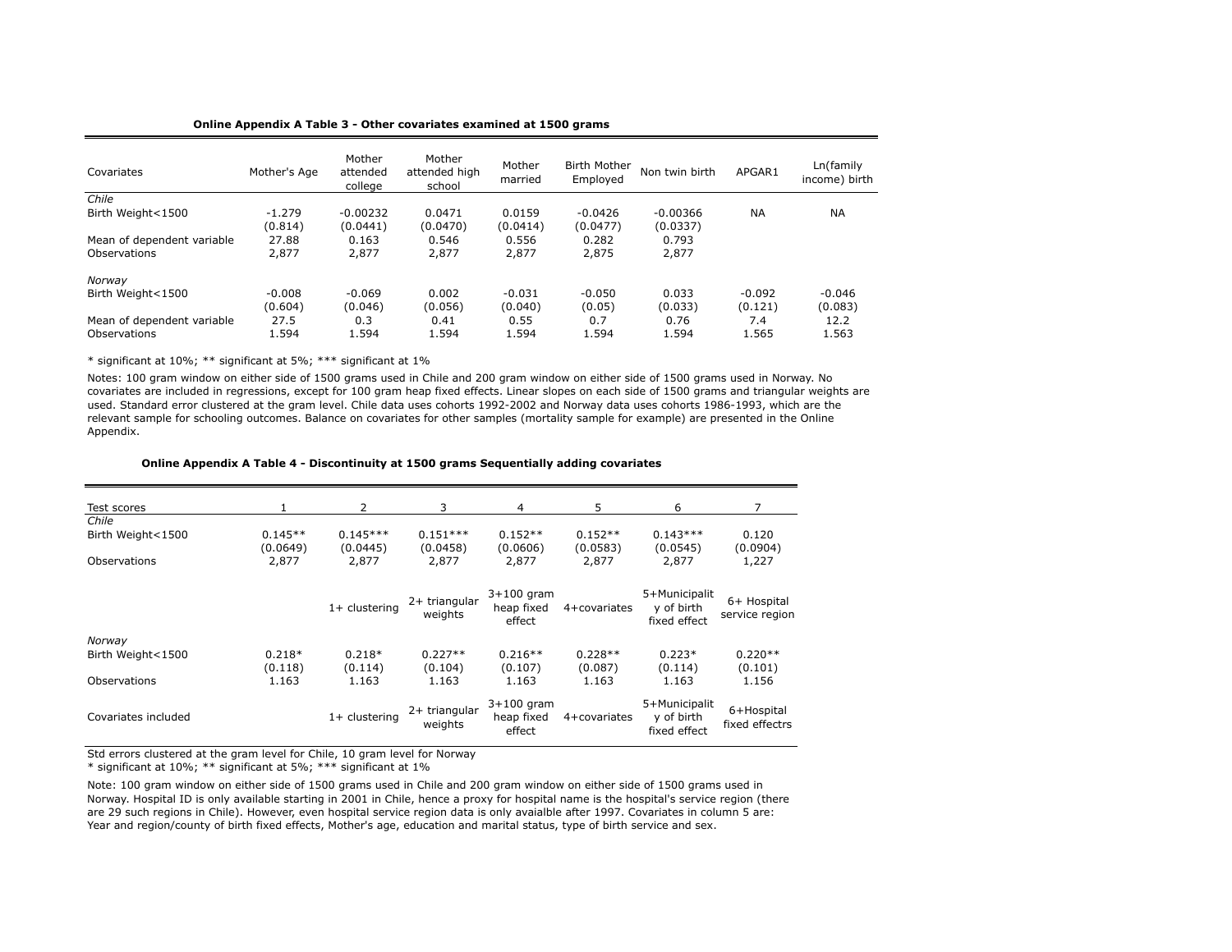**Online Appendix A Table 3 - Other covariates examined at 1500 grams**

| Covariates | Mother's Age | Mother attended college | Mother attended high school | Mother married | Birth Mother Employed | Non twin birth | APGAR1 | Ln(family income) birth |
|---|---|---|---|---|---|---|---|---|
| *Chile* | | | | | | | | |
| Birth Weight<1500 | -1.279 | -0.00232 | 0.0471 | 0.0159 | -0.0426 | -0.00366 | NA | NA |
| | (0.814) | (0.0441) | (0.0470) | (0.0414) | (0.0477) | (0.0337) | | |
| Mean of dependent variable | 27.88 | 0.163 | 0.546 | 0.556 | 0.282 | 0.793 | | |
| Observations | 2,877 | 2,877 | 2,877 | 2,877 | 2,875 | 2,877 | | |
| | | | | | | | | |
| *Norway* | | | | | | | | |
| Birth Weight<1500 | -0.008 | -0.069 | 0.002 | -0.031 | -0.050 | 0.033 | -0.092 | -0.046 |
| | (0.604) | (0.046) | (0.056) | (0.040) | (0.05) | (0.033) | (0.121) | (0.083) |
| Mean of dependent variable | 27.5 | 0.3 | 0.41 | 0.55 | 0.7 | 0.76 | 7.4 | 12.2 |
| Observations | 1.594 | 1.594 | 1.594 | 1.594 | 1.594 | 1.594 | 1.565 | 1.563 |

\* significant at 10%; ** significant at 5%; *** significant at 1%

Notes: 100 gram window on either side of 1500 grams used in Chile and 200 gram window on either side of 1500 grams used in Norway. No covariates are included in regressions, except for 100 gram heap fixed effects. Linear slopes on each side of 1500 grams and triangular weights are used. Standard error clustered at the gram level. Chile data uses cohorts 1992-2002 and Norway data uses cohorts 1986-1993, which are the relevant sample for schooling outcomes. Balance on covariates for other samples (mortality sample for example) are presented in the Online Appendix.

**Online Appendix A Table 4 - Discontinuity at 1500 grams Sequentially adding covariates**

| Test scores | 1 | 2 | 3 | 4 | 5 | 6 | 7 |
|---|---|---|---|---|---|---|---|
| *Chile* | | | | | | | |
| Birth Weight<1500 | 0.145** | 0.145*** | 0.151*** | 0.152** | 0.152** | 0.143*** | 0.120 |
| | (0.0649) | (0.0445) | (0.0458) | (0.0606) | (0.0583) | (0.0545) | (0.0904) |
| Observations | 2,877 | 2,877 | 2,877 | 2,877 | 2,877 | 2,877 | 1,227 |
| | | 1+ clustering | 2+ triangular weights | 3+100 gram heap fixed effect | 4+covariates | 5+Municipality of birth fixed effect | 6+ Hospital service region |
| *Norway* | | | | | | | |
| Birth Weight<1500 | 0.218* | 0.218* | 0.227** | 0.216** | 0.228** | 0.223* | 0.220** |
| | (0.118) | (0.114) | (0.104) | (0.107) | (0.087) | (0.114) | (0.101) |
| Observations | 1.163 | 1.163 | 1.163 | 1.163 | 1.163 | 1.163 | 1.156 |
| Covariates included | | 1+ clustering | 2+ triangular weights | 3+100 gram heap fixed effect | 4+covariates | 5+Municipality of birth fixed effect | 6+Hospital fixed effectrs |

Std errors clustered at the gram level for Chile, 10 gram level for Norway

\* significant at 10%; ** significant at 5%; *** significant at 1%

Note: 100 gram window on either side of 1500 grams used in Chile and 200 gram window on either side of 1500 grams used in Norway. Hospital ID is only available starting in 2001 in Chile, hence a proxy for hospital name is the hospital's service region (there are 29 such regions in Chile). However, even hospital service region data is only avaialble after 1997. Covariates in column 5 are: Year and region/county of birth fixed effects, Mother's age, education and marital status, type of birth service and sex.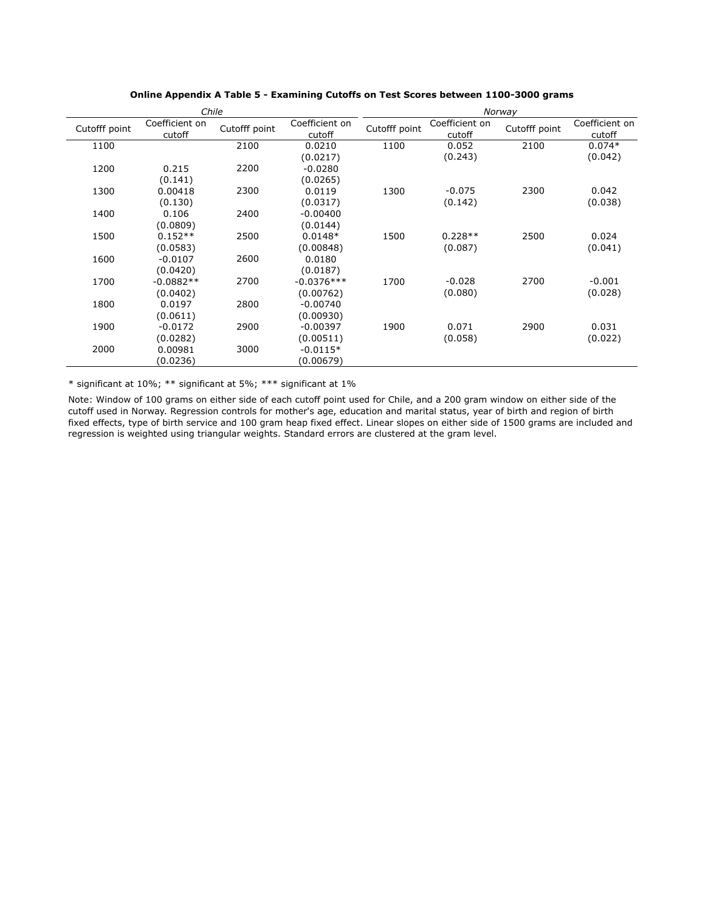**Online Appendix A Table 5 - Examining Cutoffs on Test Scores between 1100-3000 grams**

| *Chile* | | | | *Norway* | | | |
|---|---|---|---|---|---|---|---|
| Cutofff point | Coefficient on cutoff | Cutofff point | Coefficient on cutoff | Cutofff point | Coefficient on cutoff | Cutofff point | Coefficient on cutoff |
| 1100 | | 2100 | 0.0210 | 1100 | 0.052 | 2100 | 0.074* |
| | | | (0.0217) | | (0.243) | | (0.042) |
| 1200 | 0.215 | 2200 | -0.0280 | | | | |
| | (0.141) | | (0.0265) | | | | |
| 1300 | 0.00418 | 2300 | 0.0119 | 1300 | -0.075 | 2300 | 0.042 |
| | (0.130) | | (0.0317) | | (0.142) | | (0.038) |
| 1400 | 0.106 | 2400 | -0.00400 | | | | |
| | (0.0809) | | (0.0144) | | | | |
| 1500 | 0.152** | 2500 | 0.0148* | 1500 | 0.228** | 2500 | 0.024 |
| | (0.0583) | | (0.00848) | | (0.087) | | (0.041) |
| 1600 | -0.0107 | 2600 | 0.0180 | | | | |
| | (0.0420) | | (0.0187) | | | | |
| 1700 | -0.0882** | 2700 | -0.0376*** | 1700 | -0.028 | 2700 | -0.001 |
| | (0.0402) | | (0.00762) | | (0.080) | | (0.028) |
| 1800 | 0.0197 | 2800 | -0.00740 | | | | |
| | (0.0611) | | (0.00930) | | | | |
| 1900 | -0.0172 | 2900 | -0.00397 | 1900 | 0.071 | 2900 | 0.031 |
| | (0.0282) | | (0.00511) | | (0.058) | | (0.022) |
| 2000 | 0.00981 | 3000 | -0.0115* | | | | |
| | (0.0236) | | (0.00679) | | | | |

* significant at 10%; ** significant at 5%; *** significant at 1%

Note: Window of 100 grams on either side of each cutoff point used for Chile, and a 200 gram window on either side of the cutoff used in Norway. Regression controls for mother's age, education and marital status, year of birth and region of birth fixed effects, type of birth service and 100 gram heap fixed effect. Linear slopes on either side of 1500 grams are included and regression is weighted using triangular weights. Standard errors are clustered at the gram level.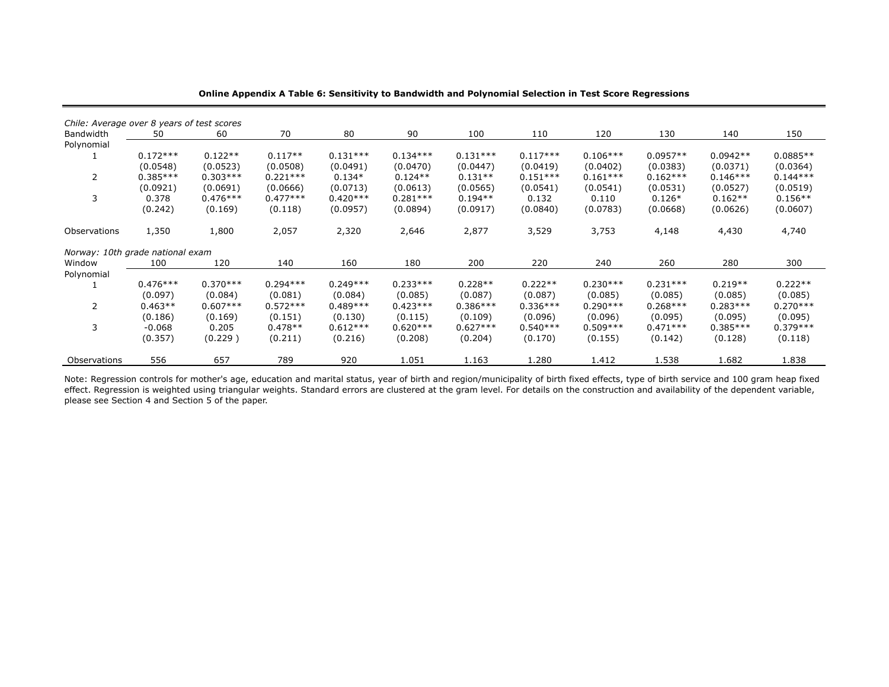**Online Appendix A Table 6: Sensitivity to Bandwidth and Polynomial Selection in Test Score Regressions**

| *Chile: Average over 8 years of test scores* | | | | | | | | | | | |
|---|---|---|---|---|---|---|---|---|---|---|---|
| Bandwidth | 50 | 60 | 70 | 80 | 90 | 100 | 110 | 120 | 130 | 140 | 150 |
| Polynomial | | | | | | | | | | | |
| 1 | 0.172*** | 0.122** | 0.117** | 0.131*** | 0.134*** | 0.131*** | 0.117*** | 0.106*** | 0.0957** | 0.0942** | 0.0885** |
| | (0.0548) | (0.0523) | (0.0508) | (0.0491) | (0.0470) | (0.0447) | (0.0419) | (0.0402) | (0.0383) | (0.0371) | (0.0364) |
| 2 | 0.385*** | 0.303*** | 0.221*** | 0.134* | 0.124** | 0.131** | 0.151*** | 0.161*** | 0.162*** | 0.146*** | 0.144*** |
| | (0.0921) | (0.0691) | (0.0666) | (0.0713) | (0.0613) | (0.0565) | (0.0541) | (0.0541) | (0.0531) | (0.0527) | (0.0519) |
| 3 | 0.378 | 0.476*** | 0.477*** | 0.420*** | 0.281*** | 0.194** | 0.132 | 0.110 | 0.126* | 0.162** | 0.156** |
| | (0.242) | (0.169) | (0.118) | (0.0957) | (0.0894) | (0.0917) | (0.0840) | (0.0783) | (0.0668) | (0.0626) | (0.0607) |
| Observations | 1,350 | 1,800 | 2,057 | 2,320 | 2,646 | 2,877 | 3,529 | 3,753 | 4,148 | 4,430 | 4,740 |
| *Norway: 10th grade national exam* | | | | | | | | | | | |
| Window | 100 | 120 | 140 | 160 | 180 | 200 | 220 | 240 | 260 | 280 | 300 |
| Polynomial | | | | | | | | | | | |
| 1 | 0.476*** | 0.370*** | 0.294*** | 0.249*** | 0.233*** | 0.228** | 0.222** | 0.230*** | 0.231*** | 0.219** | 0.222** |
| | (0.097) | (0.084) | (0.081) | (0.084) | (0.085) | (0.087) | (0.087) | (0.085) | (0.085) | (0.085) | (0.085) |
| 2 | 0.463** | 0.607*** | 0.572*** | 0.489*** | 0.423*** | 0.386*** | 0.336*** | 0.290*** | 0.268*** | 0.283*** | 0.270*** |
| | (0.186) | (0.169) | (0.151) | (0.130) | (0.115) | (0.109) | (0.096) | (0.096) | (0.095) | (0.095) | (0.095) |
| 3 | -0.068 | 0.205 | 0.478** | 0.612*** | 0.620*** | 0.627*** | 0.540*** | 0.509*** | 0.471*** | 0.385*** | 0.379*** |
| | (0.357) | (0.229 ) | (0.211) | (0.216) | (0.208) | (0.204) | (0.170) | (0.155) | (0.142) | (0.128) | (0.118) |
| Observations | 556 | 657 | 789 | 920 | 1.051 | 1.163 | 1.280 | 1.412 | 1.538 | 1.682 | 1.838 |

Note: Regression controls for mother's age, education and marital status, year of birth and region/municipality of birth fixed effects, type of birth service and 100 gram heap fixed effect. Regression is weighted using triangular weights. Standard errors are clustered at the gram level. For details on the construction and availability of the dependent variable, please see Section 4 and Section 5 of the paper.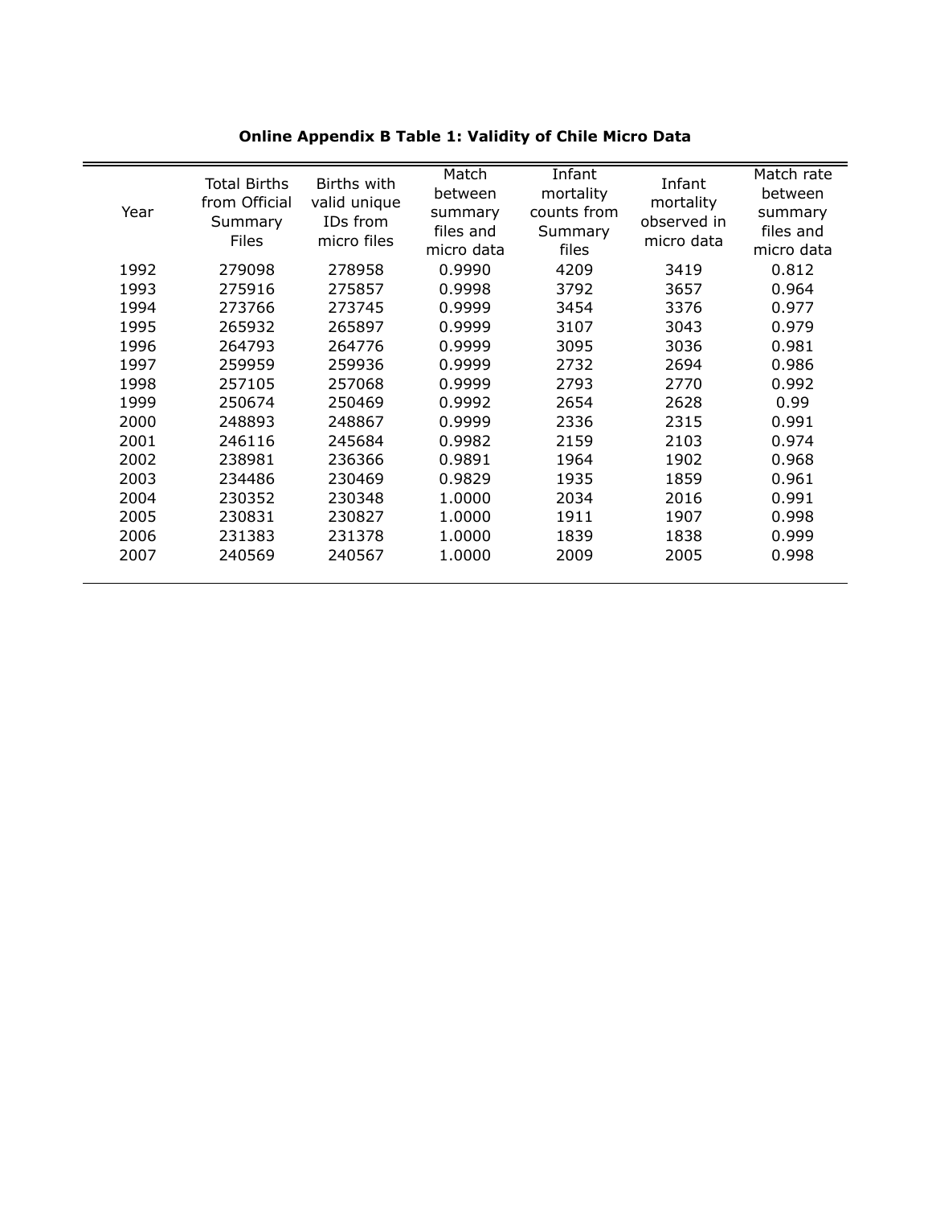**Online Appendix B Table 1: Validity of Chile Micro Data**

| Year | Total Births from Official Summary Files | Births with valid unique IDs from micro files | Match between summary files and micro data | Infant mortality counts from Summary files | Infant mortality observed in micro data | Match rate between summary files and micro data |
|---|---|---|---|---|---|---|
| 1992 | 279098 | 278958 | 0.9990 | 4209 | 3419 | 0.812 |
| 1993 | 275916 | 275857 | 0.9998 | 3792 | 3657 | 0.964 |
| 1994 | 273766 | 273745 | 0.9999 | 3454 | 3376 | 0.977 |
| 1995 | 265932 | 265897 | 0.9999 | 3107 | 3043 | 0.979 |
| 1996 | 264793 | 264776 | 0.9999 | 3095 | 3036 | 0.981 |
| 1997 | 259959 | 259936 | 0.9999 | 2732 | 2694 | 0.986 |
| 1998 | 257105 | 257068 | 0.9999 | 2793 | 2770 | 0.992 |
| 1999 | 250674 | 250469 | 0.9992 | 2654 | 2628 | 0.99 |
| 2000 | 248893 | 248867 | 0.9999 | 2336 | 2315 | 0.991 |
| 2001 | 246116 | 245684 | 0.9982 | 2159 | 2103 | 0.974 |
| 2002 | 238981 | 236366 | 0.9891 | 1964 | 1902 | 0.968 |
| 2003 | 234486 | 230469 | 0.9829 | 1935 | 1859 | 0.961 |
| 2004 | 230352 | 230348 | 1.0000 | 2034 | 2016 | 0.991 |
| 2005 | 230831 | 230827 | 1.0000 | 1911 | 1907 | 0.998 |
| 2006 | 231383 | 231378 | 1.0000 | 1839 | 1838 | 0.999 |
| 2007 | 240569 | 240567 | 1.0000 | 2009 | 2005 | 0.998 |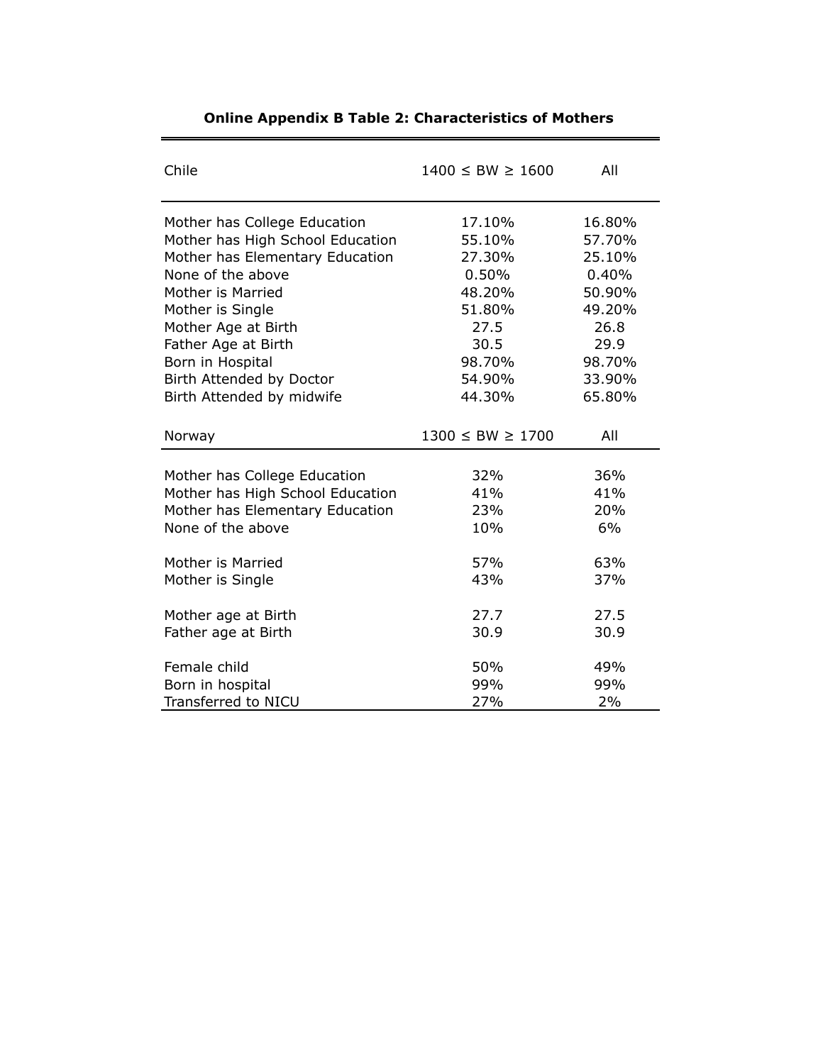**Online Appendix B Table 2: Characteristics of Mothers**

| Chile | 1400 ≤ BW ≥ 1600 | All |
|---|---|---|
| Mother has College Education | 17.10% | 16.80% |
| Mother has High School Education | 55.10% | 57.70% |
| Mother has Elementary Education | 27.30% | 25.10% |
| None of the above | 0.50% | 0.40% |
| Mother is Married | 48.20% | 50.90% |
| Mother is Single | 51.80% | 49.20% |
| Mother Age at Birth | 27.5 | 26.8 |
| Father Age at Birth | 30.5 | 29.9 |
| Born in Hospital | 98.70% | 98.70% |
| Birth Attended by Doctor | 54.90% | 33.90% |
| Birth Attended by midwife | 44.30% | 65.80% |

| Norway | 1300 ≤ BW ≥ 1700 | All |
|---|---|---|
| Mother has College Education | 32% | 36% |
| Mother has High School Education | 41% | 41% |
| Mother has Elementary Education | 23% | 20% |
| None of the above | 10% | 6% |
| Mother is Married | 57% | 63% |
| Mother is Single | 43% | 37% |
| Mother age at Birth | 27.7 | 27.5 |
| Father age at Birth | 30.9 | 30.9 |
| Female child | 50% | 49% |
| Born in hospital | 99% | 99% |
| Transferred to NICU | 27% | 2% |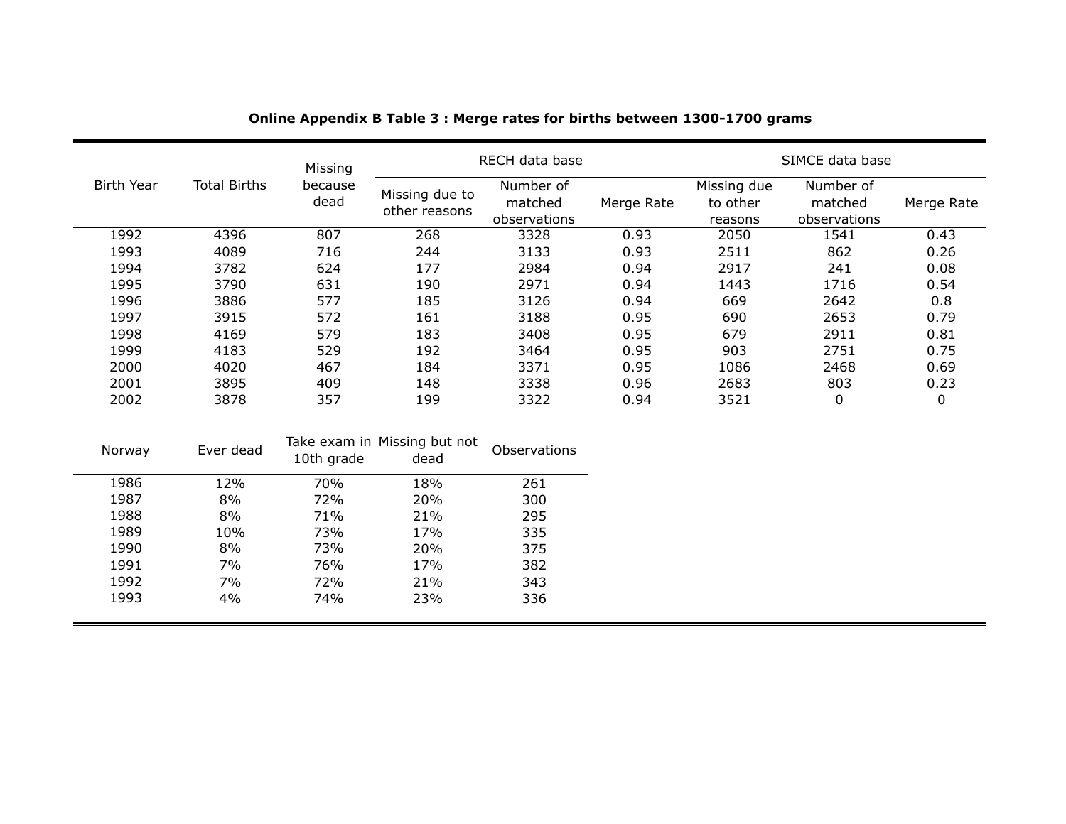**Online Appendix B Table 3 : Merge rates for births between 1300-1700 grams**

| Birth Year | Total Births | Missing because dead | RECH data base | | | SIMCE data base | | |
|---|---|---|---|---|---|---|---|---|
| | | | Missing due to other reasons | Number of matched observations | Merge Rate | Missing due to other reasons | Number of matched observations | Merge Rate |
| 1992 | 4396 | 807 | 268 | 3328 | 0.93 | 2050 | 1541 | 0.43 |
| 1993 | 4089 | 716 | 244 | 3133 | 0.93 | 2511 | 862 | 0.26 |
| 1994 | 3782 | 624 | 177 | 2984 | 0.94 | 2917 | 241 | 0.08 |
| 1995 | 3790 | 631 | 190 | 2971 | 0.94 | 1443 | 1716 | 0.54 |
| 1996 | 3886 | 577 | 185 | 3126 | 0.94 | 669 | 2642 | 0.8 |
| 1997 | 3915 | 572 | 161 | 3188 | 0.95 | 690 | 2653 | 0.79 |
| 1998 | 4169 | 579 | 183 | 3408 | 0.95 | 679 | 2911 | 0.81 |
| 1999 | 4183 | 529 | 192 | 3464 | 0.95 | 903 | 2751 | 0.75 |
| 2000 | 4020 | 467 | 184 | 3371 | 0.95 | 1086 | 2468 | 0.69 |
| 2001 | 3895 | 409 | 148 | 3338 | 0.96 | 2683 | 803 | 0.23 |
| 2002 | 3878 | 357 | 199 | 3322 | 0.94 | 3521 | 0 | 0 |

| Norway | Ever dead | Take exam in 10th grade | Missing but not dead | Observations |
|---|---|---|---|---|
| 1986 | 12% | 70% | 18% | 261 |
| 1987 | 8% | 72% | 20% | 300 |
| 1988 | 8% | 71% | 21% | 295 |
| 1989 | 10% | 73% | 17% | 335 |
| 1990 | 8% | 73% | 20% | 375 |
| 1991 | 7% | 76% | 17% | 382 |
| 1992 | 7% | 72% | 21% | 343 |
| 1993 | 4% | 74% | 23% | 336 |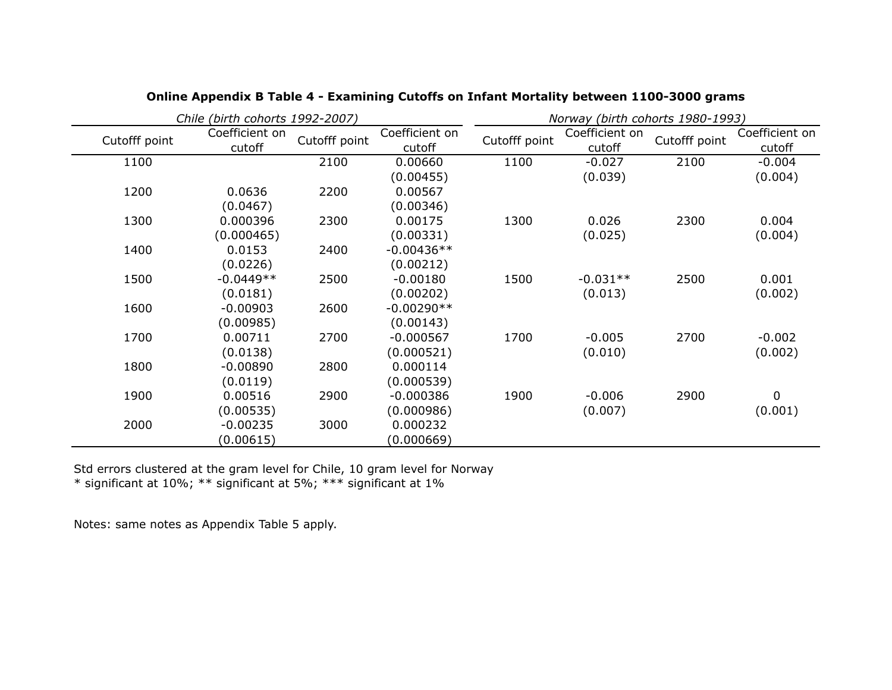**Online Appendix B Table 4 - Examining Cutoffs on Infant Mortality between 1100-3000 grams**

| *Chile (birth cohorts 1992-2007)* | | | | *Norway (birth cohorts 1980-1993)* | | | |
|---|---|---|---|---|---|---|---|
| Cutofff point | Coefficient on cutoff | Cutofff point | Coefficient on cutoff | Cutofff point | Coefficient on cutoff | Cutofff point | Coefficient on cutoff |
| 1100 | | 2100 | 0.00660 | 1100 | -0.027 | 2100 | -0.004 |
| | | | (0.00455) | | (0.039) | | (0.004) |
| 1200 | 0.0636 | 2200 | 0.00567 | | | | |
| | (0.0467) | | (0.00346) | | | | |
| 1300 | 0.000396 | 2300 | 0.00175 | 1300 | 0.026 | 2300 | 0.004 |
| | (0.000465) | | (0.00331) | | (0.025) | | (0.004) |
| 1400 | 0.0153 | 2400 | -0.00436** | | | | |
| | (0.0226) | | (0.00212) | | | | |
| 1500 | -0.0449** | 2500 | -0.00180 | 1500 | -0.031** | 2500 | 0.001 |
| | (0.0181) | | (0.00202) | | (0.013) | | (0.002) |
| 1600 | -0.00903 | 2600 | -0.00290** | | | | |
| | (0.00985) | | (0.00143) | | | | |
| 1700 | 0.00711 | 2700 | -0.000567 | 1700 | -0.005 | 2700 | -0.002 |
| | (0.0138) | | (0.000521) | | (0.010) | | (0.002) |
| 1800 | -0.00890 | 2800 | 0.000114 | | | | |
| | (0.0119) | | (0.000539) | | | | |
| 1900 | 0.00516 | 2900 | -0.000386 | 1900 | -0.006 | 2900 | 0 |
| | (0.00535) | | (0.000986) | | (0.007) | | (0.001) |
| 2000 | -0.00235 | 3000 | 0.000232 | | | | |
| | (0.00615) | | (0.000669) | | | | |

Std errors clustered at the gram level for Chile, 10 gram level for Norway
* significant at 10%; ** significant at 5%; *** significant at 1%

Notes: same notes as Appendix Table 5 apply.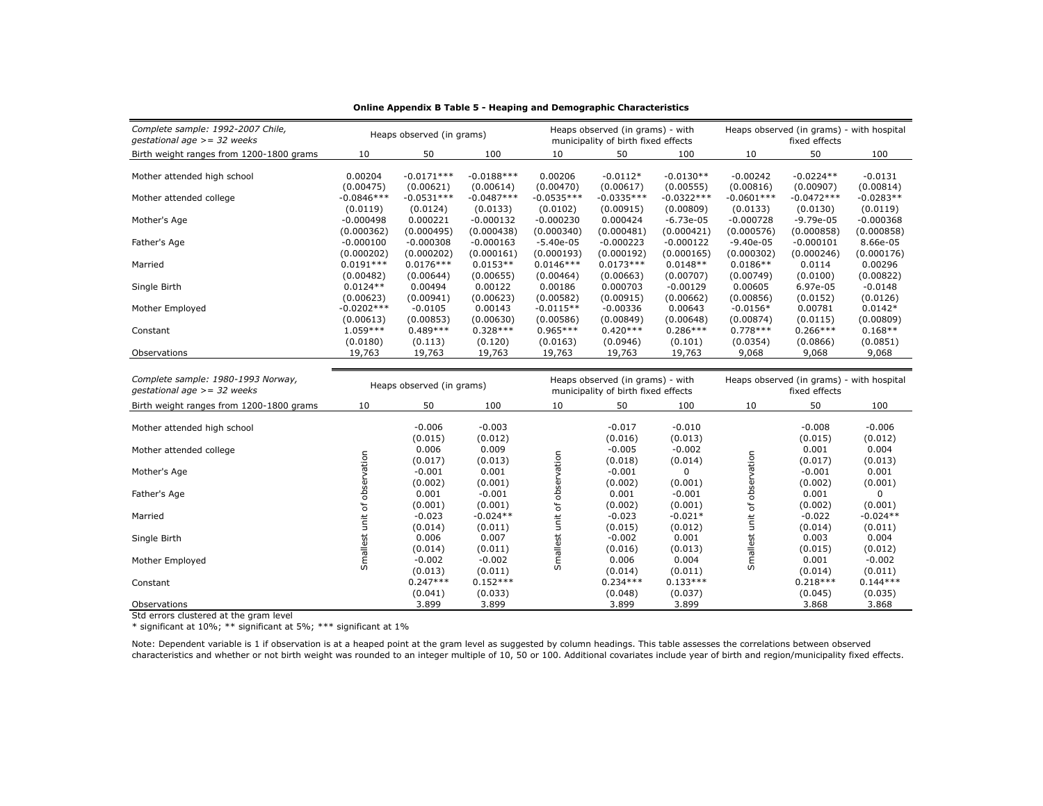**Online Appendix B Table 5 - Heaping and Demographic Characteristics**

| *Complete sample: 1992-2007 Chile, gestational age >= 32 weeks* | Heaps observed (in grams) | | | Heaps observed (in grams) - with municipality of birth fixed effects | | | Heaps observed (in grams) - with hospital fixed effects | | |
|---|---|---|---|---|---|---|---|---|---|
| Birth weight ranges from 1200-1800 grams | 10 | 50 | 100 | 10 | 50 | 100 | 10 | 50 | 100 |
| Mother attended high school | 0.00204 | -0.0171*** | -0.0188*** | 0.00206 | -0.0112* | -0.0130** | -0.00242 | -0.0224** | -0.0131 |
| | (0.00475) | (0.00621) | (0.00614) | (0.00470) | (0.00617) | (0.00555) | (0.00816) | (0.00907) | (0.00814) |
| Mother attended college | -0.0846*** | -0.0531*** | -0.0487*** | -0.0535*** | -0.0335*** | -0.0322*** | -0.0601*** | -0.0472*** | -0.0283** |
| | (0.0119) | (0.0124) | (0.0133) | (0.0102) | (0.00915) | (0.00809) | (0.0133) | (0.0130) | (0.0119) |
| Mother's Age | -0.000498 | 0.000221 | -0.000132 | -0.000230 | 0.000424 | -6.73e-05 | -0.000728 | -9.79e-05 | -0.000368 |
| | (0.000362) | (0.000495) | (0.000438) | (0.000340) | (0.000481) | (0.000421) | (0.000576) | (0.000858) | (0.000858) |
| Father's Age | -0.000100 | -0.000308 | -0.000163 | -5.40e-05 | -0.000223 | -0.000122 | -9.40e-05 | -0.000101 | 8.66e-05 |
| | (0.000202) | (0.000202) | (0.000161) | (0.000193) | (0.000192) | (0.000165) | (0.000302) | (0.000246) | (0.000176) |
| Married | 0.0191*** | 0.0176*** | 0.0153** | 0.0146*** | 0.0173*** | 0.0148** | 0.0186** | 0.0114 | 0.00296 |
| | (0.00482) | (0.00644) | (0.00655) | (0.00464) | (0.00663) | (0.00707) | (0.00749) | (0.0100) | (0.00822) |
| Single Birth | 0.0124** | 0.00494 | 0.00122 | 0.00186 | 0.000703 | -0.00129 | 0.00605 | 6.97e-05 | -0.0148 |
| | (0.00623) | (0.00941) | (0.00623) | (0.00582) | (0.00915) | (0.00662) | (0.00856) | (0.0152) | (0.0126) |
| Mother Employed | -0.0202*** | -0.0105 | 0.00143 | -0.0115** | -0.00336 | 0.00643 | -0.0156* | 0.00781 | 0.0142* |
| | (0.00613) | (0.00853) | (0.00630) | (0.00586) | (0.00849) | (0.00648) | (0.00874) | (0.0115) | (0.00809) |
| Constant | 1.059*** | 0.489*** | 0.328*** | 0.965*** | 0.420*** | 0.286*** | 0.778*** | 0.266*** | 0.168** |
| | (0.0180) | (0.113) | (0.120) | (0.0163) | (0.0946) | (0.101) | (0.0354) | (0.0866) | (0.0851) |
| Observations | 19,763 | 19,763 | 19,763 | 19,763 | 19,763 | 19,763 | 9,068 | 9,068 | 9,068 |

| *Complete sample: 1980-1993 Norway, gestational age >= 32 weeks* | Heaps observed (in grams) | | | Heaps observed (in grams) - with municipality of birth fixed effects | | | Heaps observed (in grams) - with hospital fixed effects | | |
|---|---|---|---|---|---|---|---|---|---|
| Birth weight ranges from 1200-1800 grams | 10 | 50 | 100 | 10 | 50 | 100 | 10 | 50 | 100 |
| Mother attended high school | Smallest unit of observation | -0.006 | -0.003 | Smallest unit of observation | -0.017 | -0.010 | Smallest unit of observation | -0.008 | -0.006 |
| | | (0.015) | (0.012) | | (0.016) | (0.013) | | (0.015) | (0.012) |
| Mother attended college | | 0.006 | 0.009 | | -0.005 | -0.002 | | 0.001 | 0.004 |
| | | (0.017) | (0.013) | | (0.018) | (0.014) | | (0.017) | (0.013) |
| Mother's Age | | -0.001 | 0.001 | | -0.001 | 0 | | -0.001 | 0.001 |
| | | (0.002) | (0.001) | | (0.002) | (0.001) | | (0.002) | (0.001) |
| Father's Age | | 0.001 | -0.001 | | 0.001 | -0.001 | | 0.001 | 0 |
| | | (0.001) | (0.001) | | (0.002) | (0.001) | | (0.002) | (0.001) |
| Married | | -0.023 | -0.024** | | -0.023 | -0.021* | | -0.022 | -0.024** |
| | | (0.014) | (0.011) | | (0.015) | (0.012) | | (0.014) | (0.011) |
| Single Birth | | 0.006 | 0.007 | | -0.002 | 0.001 | | 0.003 | 0.004 |
| | | (0.014) | (0.011) | | (0.016) | (0.013) | | (0.015) | (0.012) |
| Mother Employed | | -0.002 | -0.002 | | 0.006 | 0.004 | | 0.001 | -0.002 |
| | | (0.013) | (0.011) | | (0.014) | (0.011) | | (0.014) | (0.011) |
| Constant | | 0.247*** | 0.152*** | | 0.234*** | 0.133*** | | 0.218*** | 0.144*** |
| | | (0.041) | (0.033) | | (0.048) | (0.037) | | (0.045) | (0.035) |
| Observations | | 3.899 | 3.899 | | 3.899 | 3.899 | | 3.868 | 3.868 |

Std errors clustered at the gram level

\* significant at 10%; ** significant at 5%; *** significant at 1%

Note: Dependent variable is 1 if observation is at a heaped point at the gram level as suggested by column headings. This table assesses the correlations between observed characteristics and whether or not birth weight was rounded to an integer multiple of 10, 50 or 100. Additional covariates include year of birth and region/municipality fixed effects.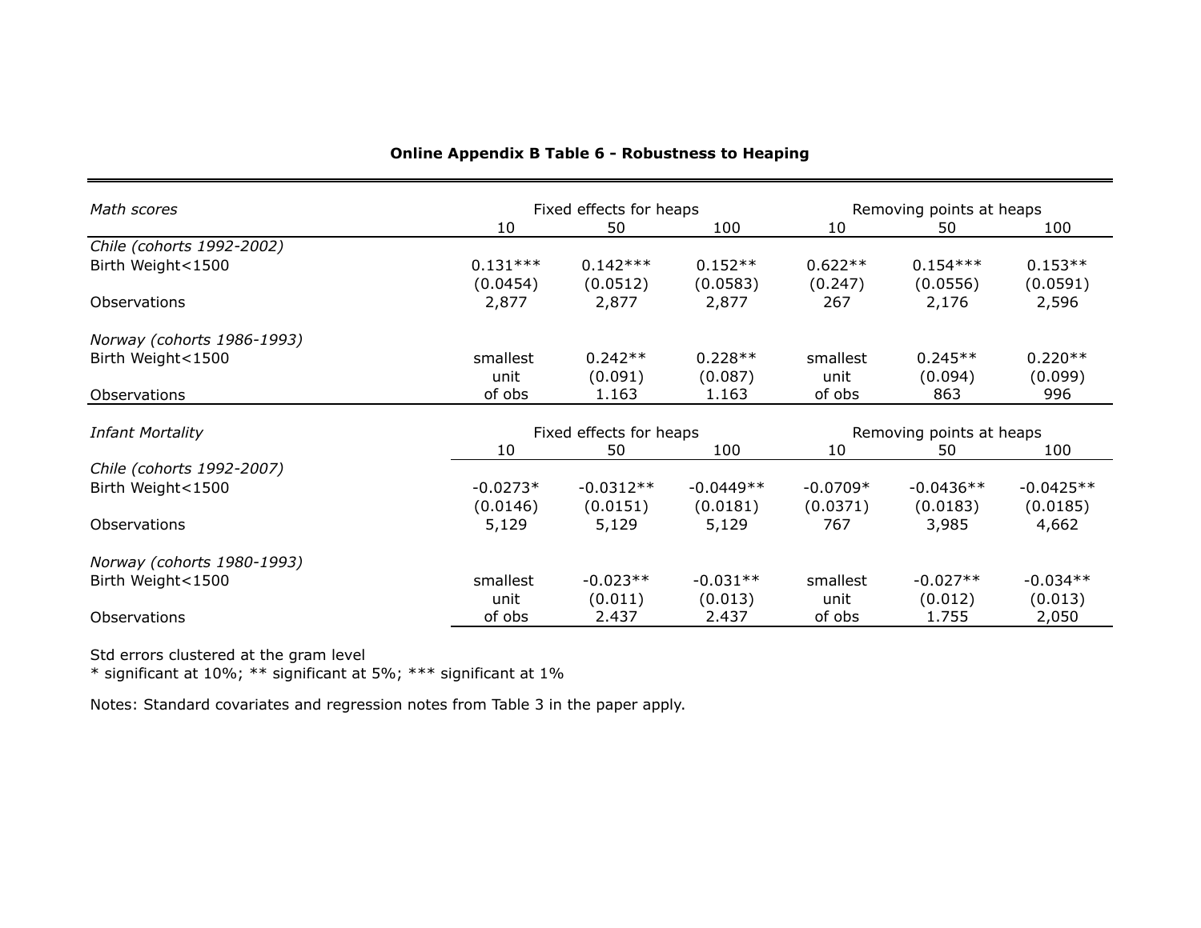**Online Appendix B Table 6 - Robustness to Heaping**

| *Math scores* | Fixed effects for heaps | | | Removing points at heaps | | |
|---|---|---|---|---|---|---|
| | 10 | 50 | 100 | 10 | 50 | 100 |
| *Chile (cohorts 1992-2002)* | | | | | | |
| Birth Weight<1500 | 0.131*** | 0.142*** | 0.152** | 0.622** | 0.154*** | 0.153** |
| | (0.0454) | (0.0512) | (0.0583) | (0.247) | (0.0556) | (0.0591) |
| Observations | 2,877 | 2,877 | 2,877 | 267 | 2,176 | 2,596 |
| | | | | | | |
| *Norway (cohorts 1986-1993)* | | | | | | |
| Birth Weight<1500 | smallest | 0.242** | 0.228** | smallest | 0.245** | 0.220** |
| | unit | (0.091) | (0.087) | unit | (0.094) | (0.099) |
| Observations | of obs | 1.163 | 1.163 | of obs | 863 | 996 |

| *Infant Mortality* | Fixed effects for heaps | | | Removing points at heaps | | |
|---|---|---|---|---|---|---|
| | 10 | 50 | 100 | 10 | 50 | 100 |
| *Chile (cohorts 1992-2007)* | | | | | | |
| Birth Weight<1500 | -0.0273* | -0.0312** | -0.0449** | -0.0709* | -0.0436** | -0.0425** |
| | (0.0146) | (0.0151) | (0.0181) | (0.0371) | (0.0183) | (0.0185) |
| Observations | 5,129 | 5,129 | 5,129 | 767 | 3,985 | 4,662 |
| | | | | | | |
| *Norway (cohorts 1980-1993)* | | | | | | |
| Birth Weight<1500 | smallest | -0.023** | -0.031** | smallest | -0.027** | -0.034** |
| | unit | (0.011) | (0.013) | unit | (0.012) | (0.013) |
| Observations | of obs | 2.437 | 2.437 | of obs | 1.755 | 2,050 |

Std errors clustered at the gram level
* significant at 10%; ** significant at 5%; *** significant at 1%

Notes: Standard covariates and regression notes from Table 3 in the paper apply.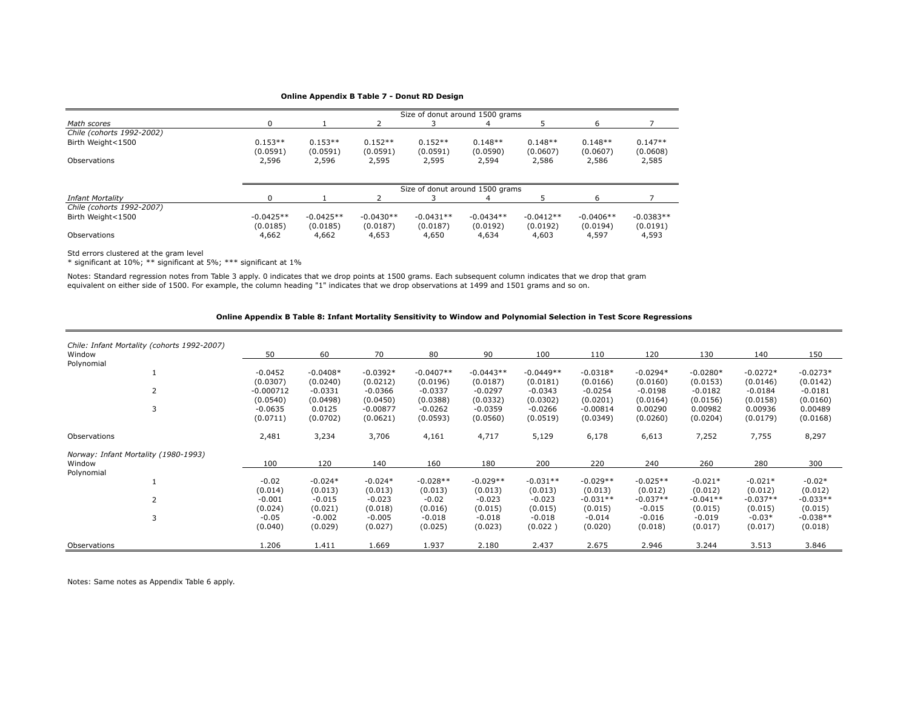**Online Appendix B Table 7 - Donut RD Design**

| | Size of donut around 1500 grams | | | | | | | |
|---|---|---|---|---|---|---|---|---|
| *Math scores* | 0 | 1 | 2 | 3 | 4 | 5 | 6 | 7 |
| *Chile (cohorts 1992-2002)* | | | | | | | | |
| Birth Weight<1500 | 0.153** | 0.153** | 0.152** | 0.152** | 0.148** | 0.148** | 0.148** | 0.147** |
| | (0.0591) | (0.0591) | (0.0591) | (0.0591) | (0.0590) | (0.0607) | (0.0607) | (0.0608) |
| Observations | 2,596 | 2,596 | 2,595 | 2,595 | 2,594 | 2,586 | 2,586 | 2,585 |

| | Size of donut around 1500 grams | | | | | | | |
|---|---|---|---|---|---|---|---|---|
| *Infant Mortality* | 0 | 1 | 2 | 3 | 4 | 5 | 6 | 7 |
| *Chile (cohorts 1992-2007)* | | | | | | | | |
| Birth Weight<1500 | -0.0425** | -0.0425** | -0.0430** | -0.0431** | -0.0434** | -0.0412** | -0.0406** | -0.0383** |
| | (0.0185) | (0.0185) | (0.0187) | (0.0187) | (0.0192) | (0.0192) | (0.0194) | (0.0191) |
| Observations | 4,662 | 4,662 | 4,653 | 4,650 | 4,634 | 4,603 | 4,597 | 4,593 |

Std errors clustered at the gram level
* significant at 10%; ** significant at 5%; *** significant at 1%

Notes: Standard regression notes from Table 3 apply. 0 indicates that we drop points at 1500 grams. Each subsequent column indicates that we drop that gram equivalent on either side of 1500. For example, the column heading "1" indicates that we drop observations at 1499 and 1501 grams and so on.

**Online Appendix B Table 8: Infant Mortality Sensitivity to Window and Polynomial Selection in Test Score Regressions**

| | | | | | | | | | | | |
|---|---|---|---|---|---|---|---|---|---|---|---|
| *Chile: Infant Mortality (cohorts 1992-2007)* | | | | | | | | | | | |
| Window | 50 | 60 | 70 | 80 | 90 | 100 | 110 | 120 | 130 | 140 | 150 |
| Polynomial | | | | | | | | | | | |
| 1 | -0.0452 | -0.0408* | -0.0392* | -0.0407** | -0.0443** | -0.0449** | -0.0318* | -0.0294* | -0.0280* | -0.0272* | -0.0273* |
| | (0.0307) | (0.0240) | (0.0212) | (0.0196) | (0.0187) | (0.0181) | (0.0166) | (0.0160) | (0.0153) | (0.0146) | (0.0142) |
| 2 | -0.000712 | -0.0331 | -0.0366 | -0.0337 | -0.0297 | -0.0343 | -0.0254 | -0.0198 | -0.0182 | -0.0184 | -0.0181 |
| | (0.0540) | (0.0498) | (0.0450) | (0.0388) | (0.0332) | (0.0302) | (0.0201) | (0.0164) | (0.0156) | (0.0158) | (0.0160) |
| 3 | -0.0635 | 0.0125 | -0.00877 | -0.0262 | -0.0359 | -0.0266 | -0.00814 | 0.00290 | 0.00982 | 0.00936 | 0.00489 |
| | (0.0711) | (0.0702) | (0.0621) | (0.0593) | (0.0560) | (0.0519) | (0.0349) | (0.0260) | (0.0204) | (0.0179) | (0.0168) |
| Observations | 2,481 | 3,234 | 3,706 | 4,161 | 4,717 | 5,129 | 6,178 | 6,613 | 7,252 | 7,755 | 8,297 |
| *Norway: Infant Mortality (1980-1993)* | | | | | | | | | | | |
| Window | 100 | 120 | 140 | 160 | 180 | 200 | 220 | 240 | 260 | 280 | 300 |
| Polynomial | | | | | | | | | | | |
| 1 | -0.02 | -0.024* | -0.024* | -0.028** | -0.029** | -0.031** | -0.029** | -0.025** | -0.021* | -0.021* | -0.02* |
| | (0.014) | (0.013) | (0.013) | (0.013) | (0.013) | (0.013) | (0.013) | (0.012) | (0.012) | (0.012) | (0.012) |
| 2 | -0.001 | -0.015 | -0.023 | -0.02 | -0.023 | -0.023 | -0.031** | -0.037** | -0.041** | -0.037** | -0.033** |
| | (0.024) | (0.021) | (0.018) | (0.016) | (0.015) | (0.015) | (0.015) | -0.015 | (0.015) | (0.015) | (0.015) |
| 3 | -0.05 | -0.002 | -0.005 | -0.018 | -0.018 | -0.018 | -0.014 | -0.016 | -0.019 | -0.03* | -0.038** |
| | (0.040) | (0.029) | (0.027) | (0.025) | (0.023) | (0.022 ) | (0.020) | (0.018) | (0.017) | (0.017) | (0.018) |
| Observations | 1.206 | 1.411 | 1.669 | 1.937 | 2.180 | 2.437 | 2.675 | 2.946 | 3.244 | 3.513 | 3.846 |

Notes: Same notes as Appendix Table 6 apply.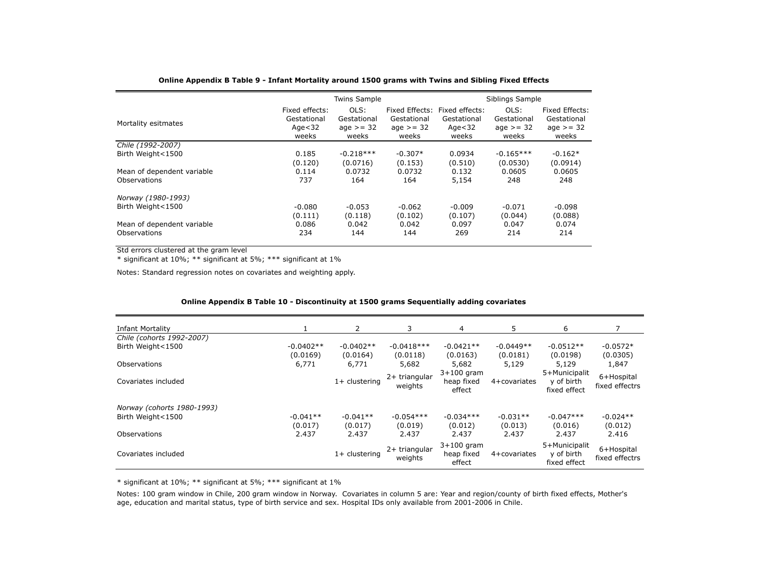**Online Appendix B Table 9 - Infant Mortality around 1500 grams with Twins and Sibling Fixed Effects**

| Mortality esitmates | Twins Sample | | | Siblings Sample | | |
|---|---|---|---|---|---|---|
| | Fixed effects: Gestational Age<32 weeks | OLS: Gestational age >= 32 weeks | Fixed Effects: Gestational age >= 32 weeks | Fixed effects: Gestational Age<32 weeks | OLS: Gestational age >= 32 weeks | Fixed Effects: Gestational age >= 32 weeks |
| *Chile (1992-2007)* | | | | | | |
| Birth Weight<1500 | 0.185 | -0.218*** | -0.307* | 0.0934 | -0.165*** | -0.162* |
| | (0.120) | (0.0716) | (0.153) | (0.510) | (0.0530) | (0.0914) |
| Mean of dependent variable | 0.114 | 0.0732 | 0.0732 | 0.132 | 0.0605 | 0.0605 |
| Observations | 737 | 164 | 164 | 5,154 | 248 | 248 |
| | | | | | | |
| *Norway (1980-1993)* | | | | | | |
| Birth Weight<1500 | -0.080 | -0.053 | -0.062 | -0.009 | -0.071 | -0.098 |
| | (0.111) | (0.118) | (0.102) | (0.107) | (0.044) | (0.088) |
| Mean of dependent variable | 0.086 | 0.042 | 0.042 | 0.097 | 0.047 | 0.074 |
| Observations | 234 | 144 | 144 | 269 | 214 | 214 |

Std errors clustered at the gram level

* significant at 10%; ** significant at 5%; *** significant at 1%

Notes: Standard regression notes on covariates and weighting apply.

**Online Appendix B Table 10 - Discontinuity at 1500 grams Sequentially adding covariates**

| Infant Mortality | 1 | 2 | 3 | 4 | 5 | 6 | 7 |
|---|---|---|---|---|---|---|---|
| *Chile (cohorts 1992-2007)* | | | | | | | |
| Birth Weight<1500 | -0.0402** | -0.0402** | -0.0418*** | -0.0421** | -0.0449** | -0.0512** | -0.0572* |
| | (0.0169) | (0.0164) | (0.0118) | (0.0163) | (0.0181) | (0.0198) | (0.0305) |
| Observations | 6,771 | 6,771 | 5,682 | 5,682 | 5,129 | 5,129 | 1,847 |
| Covariates included | | 1+ clustering | 2+ triangular weights | 3+100 gram heap fixed effect | 4+covariates | 5+Municipality of birth fixed effect | 6+Hospital fixed effectrs |
| | | | | | | | |
| *Norway (cohorts 1980-1993)* | | | | | | | |
| Birth Weight<1500 | -0.041** | -0.041** | -0.054*** | -0.034*** | -0.031** | -0.047*** | -0.024** |
| | (0.017) | (0.017) | (0.019) | (0.012) | (0.013) | (0.016) | (0.012) |
| Observations | 2.437 | 2.437 | 2.437 | 2.437 | 2.437 | 2.437 | 2.416 |
| Covariates included | | 1+ clustering | 2+ triangular weights | 3+100 gram heap fixed effect | 4+covariates | 5+Municipality of birth fixed effect | 6+Hospital fixed effectrs |

* significant at 10%; ** significant at 5%; *** significant at 1%

Notes: 100 gram window in Chile, 200 gram window in Norway. Covariates in column 5 are: Year and region/county of birth fixed effects, Mother's age, education and marital status, type of birth service and sex. Hospital IDs only available from 2001-2006 in Chile.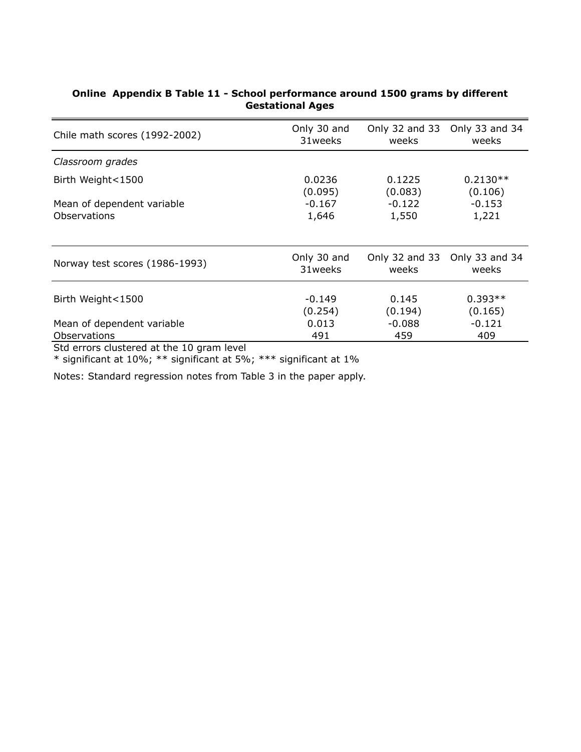**Online Appendix B Table 11 - School performance around 1500 grams by different Gestational Ages**

| Chile math scores (1992-2002) | Only 30 and 31weeks | Only 32 and 33 weeks | Only 33 and 34 weeks |
|---|---|---|---|
| *Classroom grades* | | | |
| Birth Weight<1500 | 0.0236 | 0.1225 | 0.2130** |
| | (0.095) | (0.083) | (0.106) |
| Mean of dependent variable | -0.167 | -0.122 | -0.153 |
| Observations | 1,646 | 1,550 | 1,221 |

| Norway test scores (1986-1993) | Only 30 and 31weeks | Only 32 and 33 weeks | Only 33 and 34 weeks |
|---|---|---|---|
| Birth Weight<1500 | -0.149 | 0.145 | 0.393** |
| | (0.254) | (0.194) | (0.165) |
| Mean of dependent variable | 0.013 | -0.088 | -0.121 |
| Observations | 491 | 459 | 409 |

Std errors clustered at the 10 gram level

* significant at 10%; ** significant at 5%; *** significant at 1%

Notes: Standard regression notes from Table 3 in the paper apply.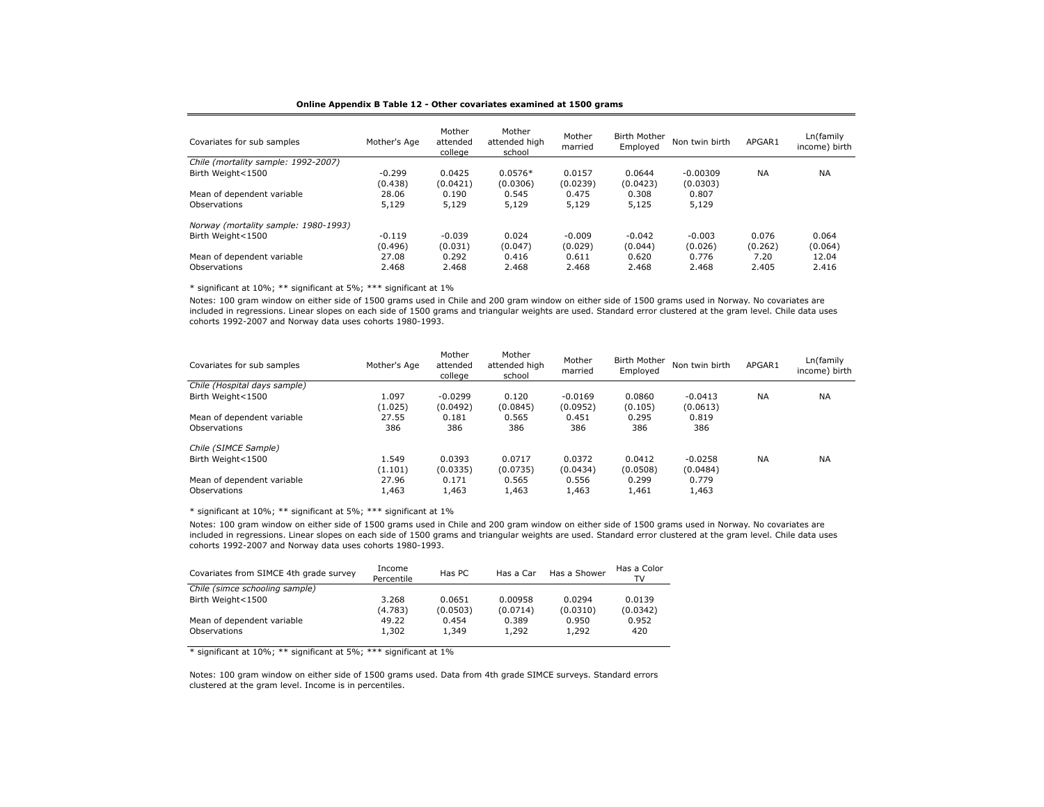**Online Appendix B Table 12 - Other covariates examined at 1500 grams**

| Covariates for sub samples | Mother's Age | Mother attended college | Mother attended high school | Mother married | Birth Mother Employed | Non twin birth | APGAR1 | Ln(family income) birth |
|---|---|---|---|---|---|---|---|---|
| *Chile (mortality sample: 1992-2007)* | | | | | | | | |
| Birth Weight<1500 | -0.299 | 0.0425 | 0.0576* | 0.0157 | 0.0644 | -0.00309 | NA | NA |
| | (0.438) | (0.0421) | (0.0306) | (0.0239) | (0.0423) | (0.0303) | | |
| Mean of dependent variable | 28.06 | 0.190 | 0.545 | 0.475 | 0.308 | 0.807 | | |
| Observations | 5,129 | 5,129 | 5,129 | 5,129 | 5,125 | 5,129 | | |
| *Norway (mortality sample: 1980-1993)* | | | | | | | | |
| Birth Weight<1500 | -0.119 | -0.039 | 0.024 | -0.009 | -0.042 | -0.003 | 0.076 | 0.064 |
| | (0.496) | (0.031) | (0.047) | (0.029) | (0.044) | (0.026) | (0.262) | (0.064) |
| Mean of dependent variable | 27.08 | 0.292 | 0.416 | 0.611 | 0.620 | 0.776 | 7.20 | 12.04 |
| Observations | 2.468 | 2.468 | 2.468 | 2.468 | 2.468 | 2.468 | 2.405 | 2.416 |

* significant at 10%; ** significant at 5%; *** significant at 1%

Notes: 100 gram window on either side of 1500 grams used in Chile and 200 gram window on either side of 1500 grams used in Norway. No covariates are included in regressions. Linear slopes on each side of 1500 grams and triangular weights are used. Standard error clustered at the gram level. Chile data uses cohorts 1992-2007 and Norway data uses cohorts 1980-1993.

| Covariates for sub samples | Mother's Age | Mother attended college | Mother attended high school | Mother married | Birth Mother Employed | Non twin birth | APGAR1 | Ln(family income) birth |
|---|---|---|---|---|---|---|---|---|
| *Chile (Hospital days sample)* | | | | | | | | |
| Birth Weight<1500 | 1.097 | -0.0299 | 0.120 | -0.0169 | 0.0860 | -0.0413 | NA | NA |
| | (1.025) | (0.0492) | (0.0845) | (0.0952) | (0.105) | (0.0613) | | |
| Mean of dependent variable | 27.55 | 0.181 | 0.565 | 0.451 | 0.295 | 0.819 | | |
| Observations | 386 | 386 | 386 | 386 | 386 | 386 | | |
| *Chile (SIMCE Sample)* | | | | | | | | |
| Birth Weight<1500 | 1.549 | 0.0393 | 0.0717 | 0.0372 | 0.0412 | -0.0258 | NA | NA |
| | (1.101) | (0.0335) | (0.0735) | (0.0434) | (0.0508) | (0.0484) | | |
| Mean of dependent variable | 27.96 | 0.171 | 0.565 | 0.556 | 0.299 | 0.779 | | |
| Observations | 1,463 | 1,463 | 1,463 | 1,463 | 1,461 | 1,463 | | |

* significant at 10%; ** significant at 5%; *** significant at 1%

Notes: 100 gram window on either side of 1500 grams used in Chile and 200 gram window on either side of 1500 grams used in Norway. No covariates are included in regressions. Linear slopes on each side of 1500 grams and triangular weights are used. Standard error clustered at the gram level. Chile data uses cohorts 1992-2007 and Norway data uses cohorts 1980-1993.

| Covariates from SIMCE 4th grade survey | Income Percentile | Has PC | Has a Car | Has a Shower | Has a Color TV |
|---|---|---|---|---|---|
| *Chile (simce schooling sample)* | | | | | |
| Birth Weight<1500 | 3.268 | 0.0651 | 0.00958 | 0.0294 | 0.0139 |
| | (4.783) | (0.0503) | (0.0714) | (0.0310) | (0.0342) |
| Mean of dependent variable | 49.22 | 0.454 | 0.389 | 0.950 | 0.952 |
| Observations | 1,302 | 1,349 | 1,292 | 1,292 | 420 |

* significant at 10%; ** significant at 5%; *** significant at 1%

Notes: 100 gram window on either side of 1500 grams used. Data from 4th grade SIMCE surveys. Standard errors clustered at the gram level. Income is in percentiles.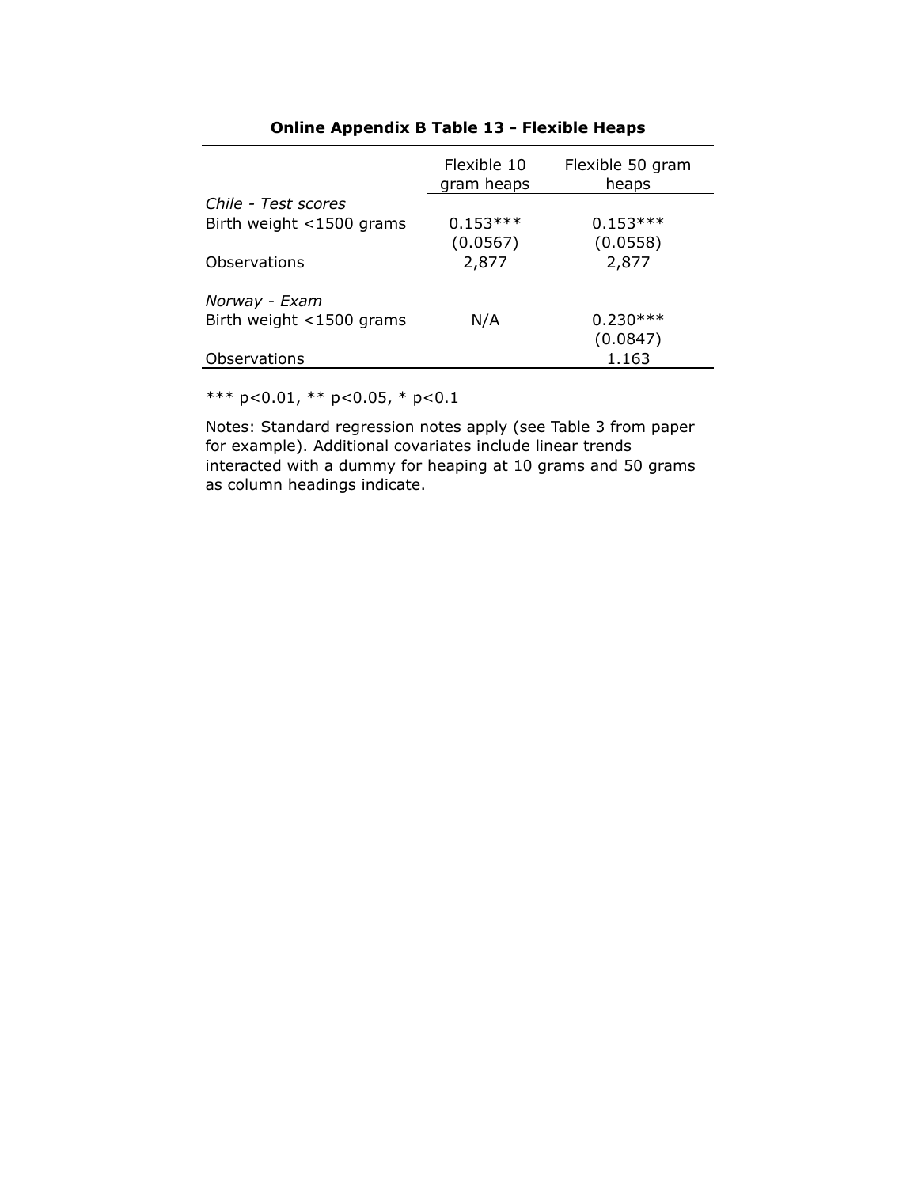**Online Appendix B Table 13 - Flexible Heaps**

| | Flexible 10 gram heaps | Flexible 50 gram heaps |
|---|---|---|
| *Chile - Test scores* | | |
| Birth weight <1500 grams | 0.153*** | 0.153*** |
| | (0.0567) | (0.0558) |
| Observations | 2,877 | 2,877 |
| | | |
| *Norway - Exam* | | |
| Birth weight <1500 grams | N/A | 0.230*** |
| | | (0.0847) |
| Observations | | 1.163 |

*** p<0.01, ** p<0.05, * p<0.1

Notes: Standard regression notes apply (see Table 3 from paper for example). Additional covariates include linear trends interacted with a dummy for heaping at 10 grams and 50 grams as column headings indicate.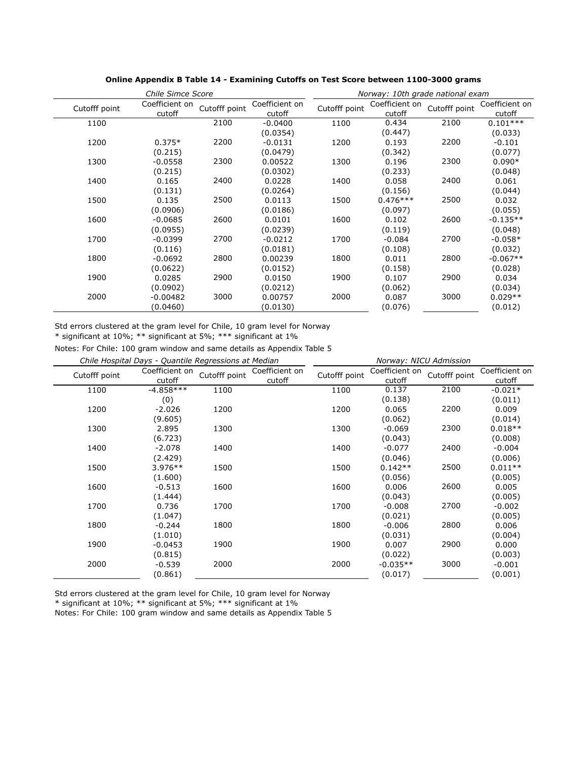**Online Appendix B Table 14 - Examining Cutoffs on Test Score between 1100-3000 grams**

| *Chile Simce Score* | | | | *Norway: 10th grade national exam* | | | |
|---|---|---|---|---|---|---|---|
| Cutofff point | Coefficient on cutoff | Cutofff point | Coefficient on cutoff | Cutofff point | Coefficient on cutoff | Cutofff point | Coefficient on cutoff |
| 1100 | | 2100 | -0.0400 | 1100 | 0.434 | 2100 | 0.101*** |
| | | | (0.0354) | | (0.447) | | (0.033) |
| 1200 | 0.375* | 2200 | -0.0131 | 1200 | 0.193 | 2200 | -0.101 |
| | (0.215) | | (0.0479) | | (0.342) | | (0.077) |
| 1300 | -0.0558 | 2300 | 0.00522 | 1300 | 0.196 | 2300 | 0.090* |
| | (0.215) | | (0.0302) | | (0.233) | | (0.048) |
| 1400 | 0.165 | 2400 | 0.0228 | 1400 | 0.058 | 2400 | 0.061 |
| | (0.131) | | (0.0264) | | (0.156) | | (0.044) |
| 1500 | 0.135 | 2500 | 0.0113 | 1500 | 0.476*** | 2500 | 0.032 |
| | (0.0906) | | (0.0186) | | (0.097) | | (0.055) |
| 1600 | -0.0685 | 2600 | 0.0101 | 1600 | 0.102 | 2600 | -0.135** |
| | (0.0955) | | (0.0239) | | (0.119) | | (0.048) |
| 1700 | -0.0399 | 2700 | -0.0212 | 1700 | -0.084 | 2700 | -0.058* |
| | (0.116) | | (0.0181) | | (0.108) | | (0.032) |
| 1800 | -0.0692 | 2800 | 0.00239 | 1800 | 0.011 | 2800 | -0.067** |
| | (0.0622) | | (0.0152) | | (0.158) | | (0.028) |
| 1900 | 0.0285 | 2900 | 0.0150 | 1900 | 0.107 | 2900 | 0.034 |
| | (0.0902) | | (0.0212) | | (0.062) | | (0.034) |
| 2000 | -0.00482 | 3000 | 0.00757 | 2000 | 0.087 | 3000 | 0.029** |
| | (0.0460) | | (0.0130) | | (0.076) | | (0.012) |

Std errors clustered at the gram level for Chile, 10 gram level for Norway
* significant at 10%; ** significant at 5%; *** significant at 1%

Notes: For Chile: 100 gram window and same details as Appendix Table 5

| *Chile Hospital Days - Quantile Regressions at Median* | | | | *Norway: NICU Admission* | | | |
|---|---|---|---|---|---|---|---|
| Cutofff point | Coefficient on cutoff | Cutofff point | Coefficient on cutoff | Cutofff point | Coefficient on cutoff | Cutofff point | Coefficient on cutoff |
| 1100 | -4.858*** | 1100 | | 1100 | 0.137 | 2100 | -0.021* |
| | (0) | | | | (0.138) | | (0.011) |
| 1200 | -2.026 | 1200 | | 1200 | 0.065 | 2200 | 0.009 |
| | (9.605) | | | | (0.062) | | (0.014) |
| 1300 | 2.895 | 1300 | | 1300 | -0.069 | 2300 | 0.018** |
| | (6.723) | | | | (0.043) | | (0.008) |
| 1400 | -2.078 | 1400 | | 1400 | -0.077 | 2400 | -0.004 |
| | (2.429) | | | | (0.046) | | (0.006) |
| 1500 | 3.976** | 1500 | | 1500 | 0.142** | 2500 | 0.011** |
| | (1.600) | | | | (0.056) | | (0.005) |
| 1600 | -0.513 | 1600 | | 1600 | 0.006 | 2600 | 0.005 |
| | (1.444) | | | | (0.043) | | (0.005) |
| 1700 | 0.736 | 1700 | | 1700 | -0.008 | 2700 | -0.002 |
| | (1.047) | | | | (0.021) | | (0.005) |
| 1800 | -0.244 | 1800 | | 1800 | -0.006 | 2800 | 0.006 |
| | (1.010) | | | | (0.031) | | (0.004) |
| 1900 | -0.0453 | 1900 | | 1900 | 0.007 | 2900 | 0.000 |
| | (0.815) | | | | (0.022) | | (0.003) |
| 2000 | -0.539 | 2000 | | 2000 | -0.035** | 3000 | -0.001 |
| | (0.861) | | | | (0.017) | | (0.001) |

Std errors clustered at the gram level for Chile, 10 gram level for Norway
* significant at 10%; ** significant at 5%; *** significant at 1%
Notes: For Chile: 100 gram window and same details as Appendix Table 5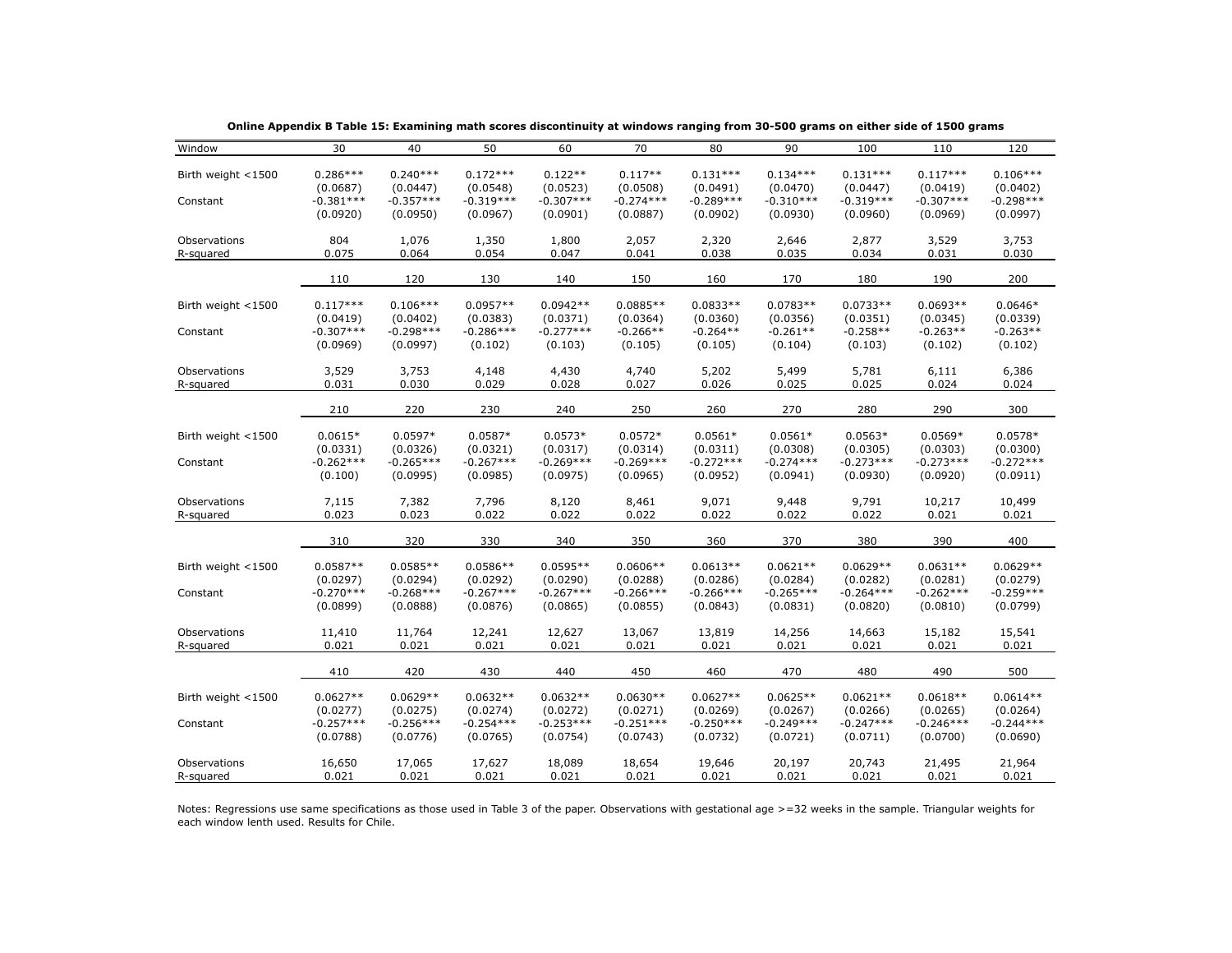**Online Appendix B Table 15: Examining math scores discontinuity at windows ranging from 30-500 grams on either side of 1500 grams**

| Window | 30 | 40 | 50 | 60 | 70 | 80 | 90 | 100 | 110 | 120 |
|---|---|---|---|---|---|---|---|---|---|---|
| Birth weight <1500 | 0.286*** | 0.240*** | 0.172*** | 0.122** | 0.117** | 0.131*** | 0.134*** | 0.131*** | 0.117*** | 0.106*** |
| | (0.0687) | (0.0447) | (0.0548) | (0.0523) | (0.0508) | (0.0491) | (0.0470) | (0.0447) | (0.0419) | (0.0402) |
| Constant | -0.381*** | -0.357*** | -0.319*** | -0.307*** | -0.274*** | -0.289*** | -0.310*** | -0.319*** | -0.307*** | -0.298*** |
| | (0.0920) | (0.0950) | (0.0967) | (0.0901) | (0.0887) | (0.0902) | (0.0930) | (0.0960) | (0.0969) | (0.0997) |
| Observations | 804 | 1,076 | 1,350 | 1,800 | 2,057 | 2,320 | 2,646 | 2,877 | 3,529 | 3,753 |
| R-squared | 0.075 | 0.064 | 0.054 | 0.047 | 0.041 | 0.038 | 0.035 | 0.034 | 0.031 | 0.030 |
| | 110 | 120 | 130 | 140 | 150 | 160 | 170 | 180 | 190 | 200 |
| Birth weight <1500 | 0.117*** | 0.106*** | 0.0957** | 0.0942** | 0.0885** | 0.0833** | 0.0783** | 0.0733** | 0.0693** | 0.0646* |
| | (0.0419) | (0.0402) | (0.0383) | (0.0371) | (0.0364) | (0.0360) | (0.0356) | (0.0351) | (0.0345) | (0.0339) |
| Constant | -0.307*** | -0.298*** | -0.286*** | -0.277*** | -0.266** | -0.264** | -0.261** | -0.258** | -0.263** | -0.263** |
| | (0.0969) | (0.0997) | (0.102) | (0.103) | (0.105) | (0.105) | (0.104) | (0.103) | (0.102) | (0.102) |
| Observations | 3,529 | 3,753 | 4,148 | 4,430 | 4,740 | 5,202 | 5,499 | 5,781 | 6,111 | 6,386 |
| R-squared | 0.031 | 0.030 | 0.029 | 0.028 | 0.027 | 0.026 | 0.025 | 0.025 | 0.024 | 0.024 |
| | 210 | 220 | 230 | 240 | 250 | 260 | 270 | 280 | 290 | 300 |
| Birth weight <1500 | 0.0615* | 0.0597* | 0.0587* | 0.0573* | 0.0572* | 0.0561* | 0.0561* | 0.0563* | 0.0569* | 0.0578* |
| | (0.0331) | (0.0326) | (0.0321) | (0.0317) | (0.0314) | (0.0311) | (0.0308) | (0.0305) | (0.0303) | (0.0300) |
| Constant | -0.262*** | -0.265*** | -0.267*** | -0.269*** | -0.269*** | -0.272*** | -0.274*** | -0.273*** | -0.273*** | -0.272*** |
| | (0.100) | (0.0995) | (0.0985) | (0.0975) | (0.0965) | (0.0952) | (0.0941) | (0.0930) | (0.0920) | (0.0911) |
| Observations | 7,115 | 7,382 | 7,796 | 8,120 | 8,461 | 9,071 | 9,448 | 9,791 | 10,217 | 10,499 |
| R-squared | 0.023 | 0.023 | 0.022 | 0.022 | 0.022 | 0.022 | 0.022 | 0.022 | 0.021 | 0.021 |
| | 310 | 320 | 330 | 340 | 350 | 360 | 370 | 380 | 390 | 400 |
| Birth weight <1500 | 0.0587** | 0.0585** | 0.0586** | 0.0595** | 0.0606** | 0.0613** | 0.0621** | 0.0629** | 0.0631** | 0.0629** |
| | (0.0297) | (0.0294) | (0.0292) | (0.0290) | (0.0288) | (0.0286) | (0.0284) | (0.0282) | (0.0281) | (0.0279) |
| Constant | -0.270*** | -0.268*** | -0.267*** | -0.267*** | -0.266*** | -0.266*** | -0.265*** | -0.264*** | -0.262*** | -0.259*** |
| | (0.0899) | (0.0888) | (0.0876) | (0.0865) | (0.0855) | (0.0843) | (0.0831) | (0.0820) | (0.0810) | (0.0799) |
| Observations | 11,410 | 11,764 | 12,241 | 12,627 | 13,067 | 13,819 | 14,256 | 14,663 | 15,182 | 15,541 |
| R-squared | 0.021 | 0.021 | 0.021 | 0.021 | 0.021 | 0.021 | 0.021 | 0.021 | 0.021 | 0.021 |
| | 410 | 420 | 430 | 440 | 450 | 460 | 470 | 480 | 490 | 500 |
| Birth weight <1500 | 0.0627** | 0.0629** | 0.0632** | 0.0632** | 0.0630** | 0.0627** | 0.0625** | 0.0621** | 0.0618** | 0.0614** |
| | (0.0277) | (0.0275) | (0.0274) | (0.0272) | (0.0271) | (0.0269) | (0.0267) | (0.0266) | (0.0265) | (0.0264) |
| Constant | -0.257*** | -0.256*** | -0.254*** | -0.253*** | -0.251*** | -0.250*** | -0.249*** | -0.247*** | -0.246*** | -0.244*** |
| | (0.0788) | (0.0776) | (0.0765) | (0.0754) | (0.0743) | (0.0732) | (0.0721) | (0.0711) | (0.0700) | (0.0690) |
| Observations | 16,650 | 17,065 | 17,627 | 18,089 | 18,654 | 19,646 | 20,197 | 20,743 | 21,495 | 21,964 |
| R-squared | 0.021 | 0.021 | 0.021 | 0.021 | 0.021 | 0.021 | 0.021 | 0.021 | 0.021 | 0.021 |

Notes: Regressions use same specifications as those used in Table 3 of the paper. Observations with gestational age >=32 weeks in the sample. Triangular weights for each window lenth used. Results for Chile.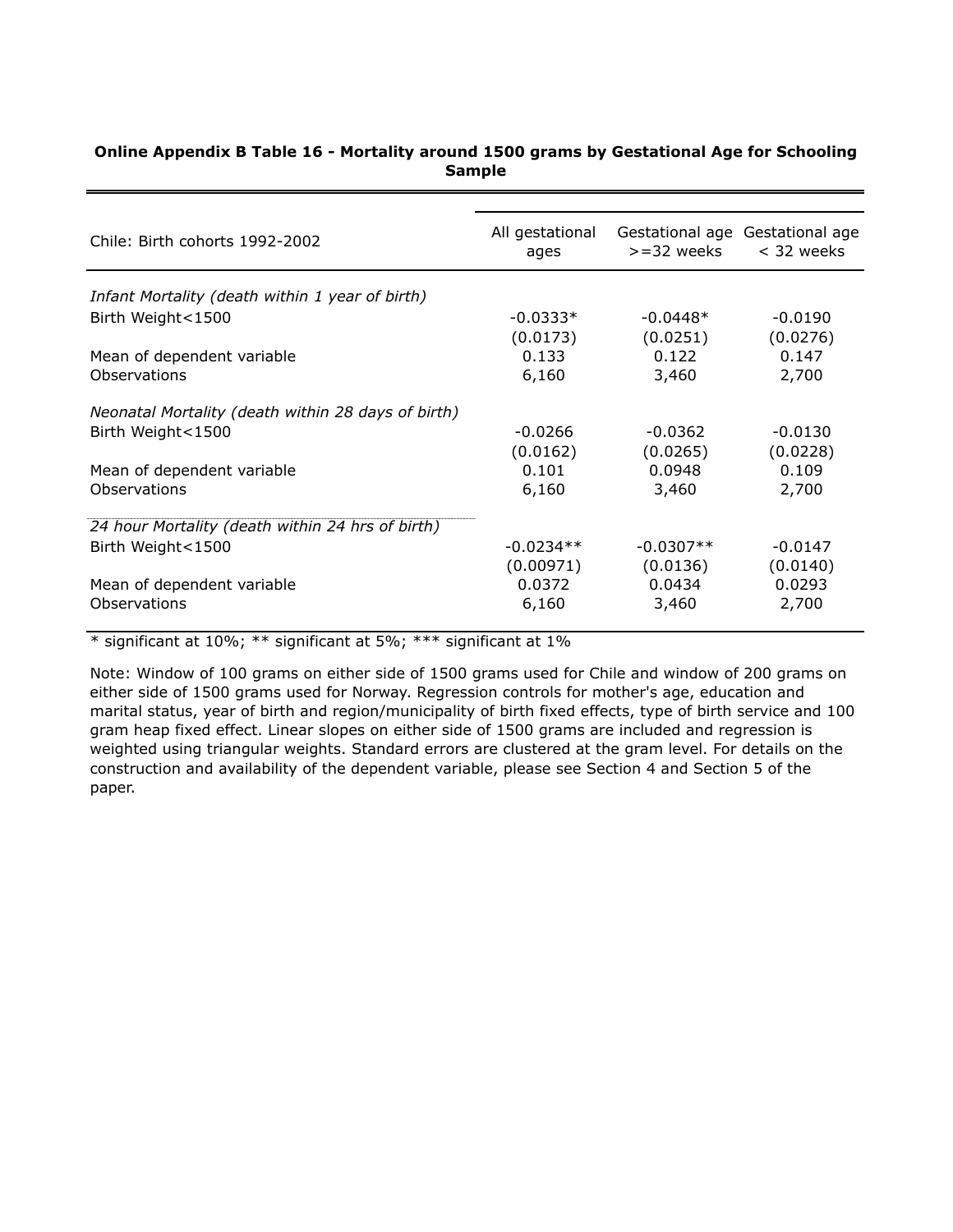**Online Appendix B Table 16 - Mortality around 1500 grams by Gestational Age for Schooling Sample**

| Chile: Birth cohorts 1992-2002 | All gestational ages | Gestational age >=32 weeks | Gestational age < 32 weeks |
|---|---|---|---|
| *Infant Mortality (death within 1 year of birth)* | | | |
| Birth Weight<1500 | -0.0333* | -0.0448* | -0.0190 |
| | (0.0173) | (0.0251) | (0.0276) |
| Mean of dependent variable | 0.133 | 0.122 | 0.147 |
| Observations | 6,160 | 3,460 | 2,700 |
| *Neonatal Mortality (death within 28 days of birth)* | | | |
| Birth Weight<1500 | -0.0266 | -0.0362 | -0.0130 |
| | (0.0162) | (0.0265) | (0.0228) |
| Mean of dependent variable | 0.101 | 0.0948 | 0.109 |
| Observations | 6,160 | 3,460 | 2,700 |
| *24 hour Mortality (death within 24 hrs of birth)* | | | |
| Birth Weight<1500 | -0.0234** | -0.0307** | -0.0147 |
| | (0.00971) | (0.0136) | (0.0140) |
| Mean of dependent variable | 0.0372 | 0.0434 | 0.0293 |
| Observations | 6,160 | 3,460 | 2,700 |

* significant at 10%; ** significant at 5%; *** significant at 1%

Note: Window of 100 grams on either side of 1500 grams used for Chile and window of 200 grams on either side of 1500 grams used for Norway. Regression controls for mother's age, education and marital status, year of birth and region/municipality of birth fixed effects, type of birth service and 100 gram heap fixed effect. Linear slopes on either side of 1500 grams are included and regression is weighted using triangular weights. Standard errors are clustered at the gram level. For details on the construction and availability of the dependent variable, please see Section 4 and Section 5 of the paper.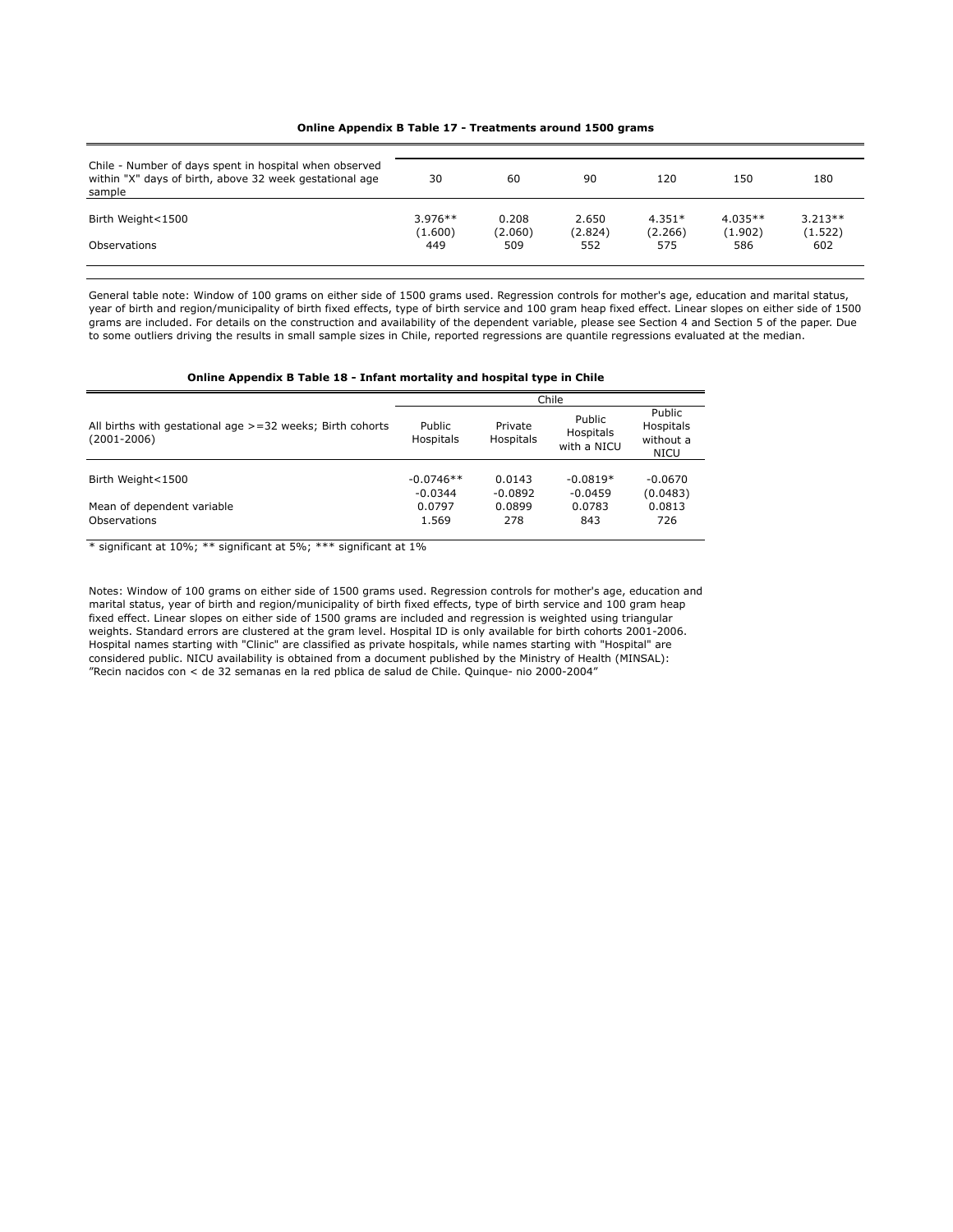**Online Appendix B Table 17 - Treatments around 1500 grams**

| Chile - Number of days spent in hospital when observed within "X" days of birth, above 32 week gestational age sample | 30 | 60 | 90 | 120 | 150 | 180 |
|---|---|---|---|---|---|---|
| Birth Weight<1500 | 3.976** | 0.208 | 2.650 | 4.351* | 4.035** | 3.213** |
| | (1.600) | (2.060) | (2.824) | (2.266) | (1.902) | (1.522) |
| Observations | 449 | 509 | 552 | 575 | 586 | 602 |

General table note: Window of 100 grams on either side of 1500 grams used. Regression controls for mother's age, education and marital status, year of birth and region/municipality of birth fixed effects, type of birth service and 100 gram heap fixed effect. Linear slopes on either side of 1500 grams are included. For details on the construction and availability of the dependent variable, please see Section 4 and Section 5 of the paper. Due to some outliers driving the results in small sample sizes in Chile, reported regressions are quantile regressions evaluated at the median.

**Online Appendix B Table 18 - Infant mortality and hospital type in Chile**

| | Chile | | | |
|---|---|---|---|---|
| All births with gestational age >=32 weeks; Birth cohorts (2001-2006) | Public Hospitals | Private Hospitals | Public Hospitals with a NICU | Public Hospitals without a NICU |
| Birth Weight<1500 | -0.0746** | 0.0143 | -0.0819* | -0.0670 |
| | -0.0344 | -0.0892 | -0.0459 | (0.0483) |
| Mean of dependent variable | 0.0797 | 0.0899 | 0.0783 | 0.0813 |
| Observations | 1.569 | 278 | 843 | 726 |

* significant at 10%; ** significant at 5%; *** significant at 1%

Notes: Window of 100 grams on either side of 1500 grams used. Regression controls for mother's age, education and marital status, year of birth and region/municipality of birth fixed effects, type of birth service and 100 gram heap fixed effect. Linear slopes on either side of 1500 grams are included and regression is weighted using triangular weights. Standard errors are clustered at the gram level. Hospital ID is only available for birth cohorts 2001-2006. Hospital names starting with "Clinic" are classified as private hospitals, while names starting with "Hospital" are considered public. NICU availability is obtained from a document published by the Ministry of Health (MINSAL): "Recin nacidos con < de 32 semanas en la red pblica de salud de Chile. Quinque- nio 2000-2004"